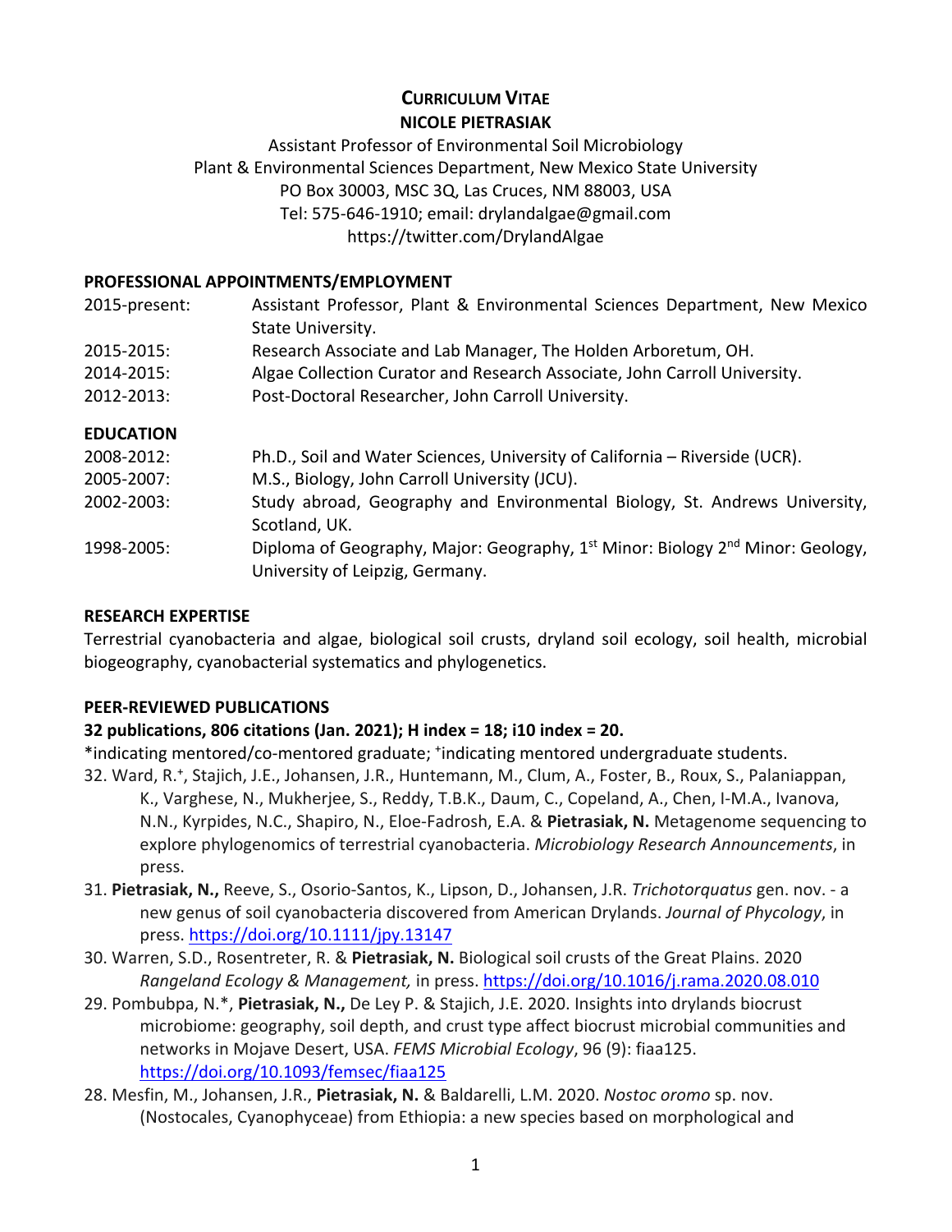# CURRICULUM VITAE
## NICOLE PIETRASIAK

Assistant Professor of Environmental Soil Microbiology
Plant & Environmental Sciences Department, New Mexico State University
PO Box 30003, MSC 3Q, Las Cruces, NM 88003, USA
Tel: 575-646-1910; email: drylandalgae@gmail.com
https://twitter.com/DrylandAlgae

### PROFESSIONAL APPOINTMENTS/EMPLOYMENT

| | |
|---|---|
| 2015-present: | Assistant Professor, Plant & Environmental Sciences Department, New Mexico State University. |
| 2015-2015: | Research Associate and Lab Manager, The Holden Arboretum, OH. |
| 2014-2015: | Algae Collection Curator and Research Associate, John Carroll University. |
| 2012-2013: | Post-Doctoral Researcher, John Carroll University. |

### EDUCATION

| | |
|---|---|
| 2008-2012: | Ph.D., Soil and Water Sciences, University of California – Riverside (UCR). |
| 2005-2007: | M.S., Biology, John Carroll University (JCU). |
| 2002-2003: | Study abroad, Geography and Environmental Biology, St. Andrews University, Scotland, UK. |
| 1998-2005: | Diploma of Geography, Major: Geography, 1st Minor: Biology 2nd Minor: Geology, University of Leipzig, Germany. |

### RESEARCH EXPERTISE

Terrestrial cyanobacteria and algae, biological soil crusts, dryland soil ecology, soil health, microbial biogeography, cyanobacterial systematics and phylogenetics.

### PEER-REVIEWED PUBLICATIONS

**32 publications, 806 citations (Jan. 2021); H index = 18; i10 index = 20.**

*indicating mentored/co-mentored graduate; [+]indicating mentored undergraduate students.

32. Ward, R.[+], Stajich, J.E., Johansen, J.R., Huntemann, M., Clum, A., Foster, B., Roux, S., Palaniappan, K., Varghese, N., Mukherjee, S., Reddy, T.B.K., Daum, C., Copeland, A., Chen, I-M.A., Ivanova, N.N., Kyrpides, N.C., Shapiro, N., Eloe-Fadrosh, E.A. & **Pietrasiak, N.** Metagenome sequencing to explore phylogenomics of terrestrial cyanobacteria. *Microbiology Research Announcements*, in press.
31. **Pietrasiak, N.,** Reeve, S., Osorio-Santos, K., Lipson, D., Johansen, J.R. *Trichotorquatus* gen. nov. - a new genus of soil cyanobacteria discovered from American Drylands. *Journal of Phycology*, in press. https://doi.org/10.1111/jpy.13147
30. Warren, S.D., Rosentreter, R. & **Pietrasiak, N.** Biological soil crusts of the Great Plains. 2020 *Rangeland Ecology & Management,* in press. https://doi.org/10.1016/j.rama.2020.08.010
29. Pombubpa, N.*, **Pietrasiak, N.,** De Ley P. & Stajich, J.E. 2020. Insights into drylands biocrust microbiome: geography, soil depth, and crust type affect biocrust microbial communities and networks in Mojave Desert, USA. *FEMS Microbial Ecology*, 96 (9): fiaa125. https://doi.org/10.1093/femsec/fiaa125
28. Mesfin, M., Johansen, J.R., **Pietrasiak, N.** & Baldarelli, L.M. 2020. *Nostoc oromo* sp. nov. (Nostocales, Cyanophyceae) from Ethiopia: a new species based on morphological and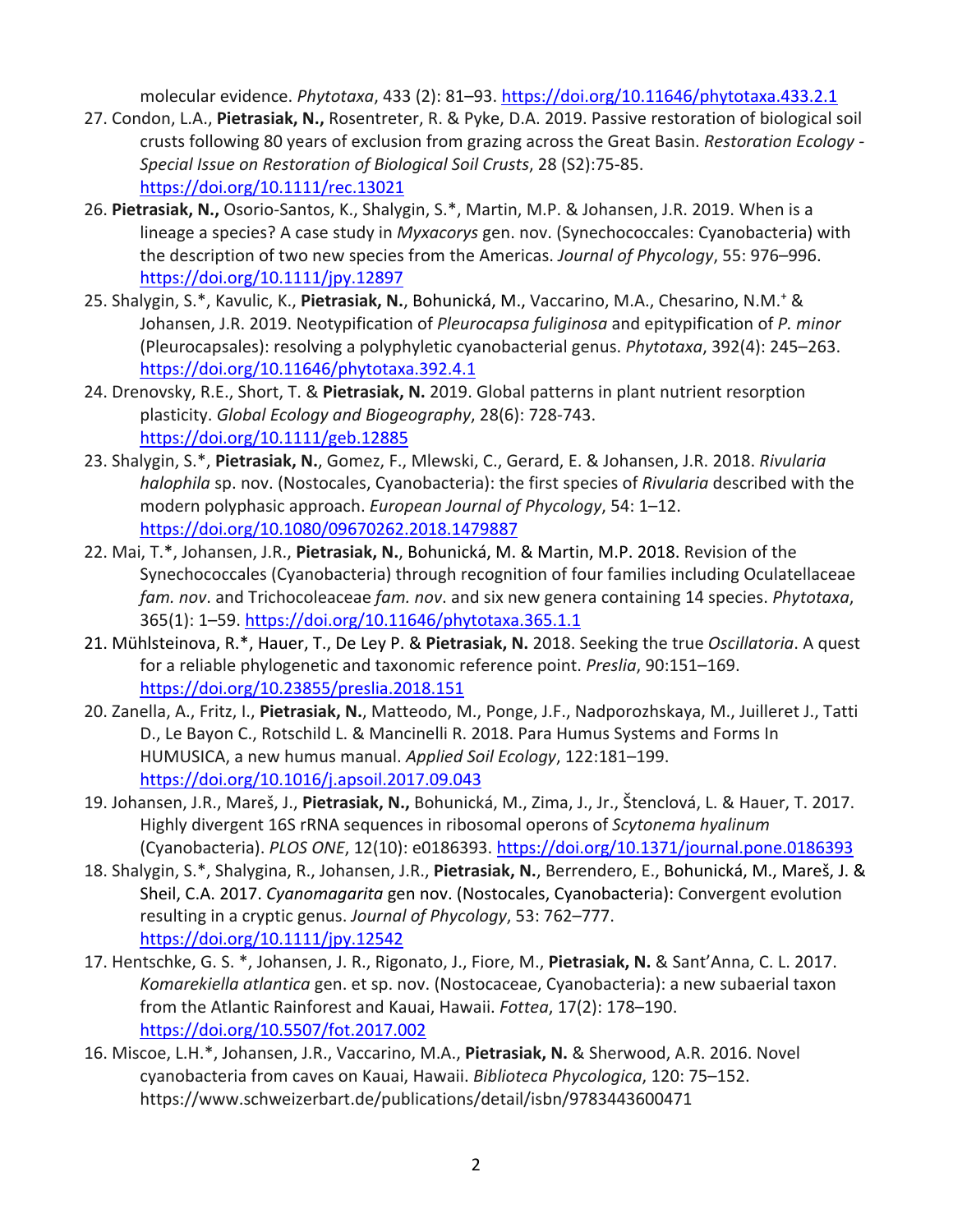molecular evidence. *Phytotaxa*, 433 (2): 81–93. https://doi.org/10.11646/phytotaxa.433.2.1

27. Condon, L.A., **Pietrasiak, N.,** Rosentreter, R. & Pyke, D.A. 2019. Passive restoration of biological soil crusts following 80 years of exclusion from grazing across the Great Basin. *Restoration Ecology - Special Issue on Restoration of Biological Soil Crusts*, 28 (S2):75-85. https://doi.org/10.1111/rec.13021
26. **Pietrasiak, N.,** Osorio-Santos, K., Shalygin, S.*, Martin, M.P. & Johansen, J.R. 2019. When is a lineage a species? A case study in *Myxacorys* gen. nov. (Synechococcales: Cyanobacteria) with the description of two new species from the Americas. *Journal of Phycology*, 55: 976–996. https://doi.org/10.1111/jpy.12897
25. Shalygin, S.*, Kavulic, K., **Pietrasiak, N.**, Bohunická, M., Vaccarino, M.A., Chesarino, N.M.[+] & Johansen, J.R. 2019. Neotypification of *Pleurocapsa fuliginosa* and epitypification of *P. minor* (Pleurocapsales): resolving a polyphyletic cyanobacterial genus. *Phytotaxa*, 392(4): 245–263. https://doi.org/10.11646/phytotaxa.392.4.1
24. Drenovsky, R.E., Short, T. & **Pietrasiak, N.** 2019. Global patterns in plant nutrient resorption plasticity. *Global Ecology and Biogeography*, 28(6): 728-743. https://doi.org/10.1111/geb.12885
23. Shalygin, S.*, **Pietrasiak, N.**, Gomez, F., Mlewski, C., Gerard, E. & Johansen, J.R. 2018. *Rivularia halophila* sp. nov. (Nostocales, Cyanobacteria): the first species of *Rivularia* described with the modern polyphasic approach. *European Journal of Phycology*, 54: 1–12. https://doi.org/10.1080/09670262.2018.1479887
22. Mai, T.*, Johansen, J.R., **Pietrasiak, N.**, Bohunická, M. & Martin, M.P. 2018. Revision of the Synechococcales (Cyanobacteria) through recognition of four families including Oculatellaceae *fam. nov*. and Trichocoleaceae *fam. nov*. and six new genera containing 14 species. *Phytotaxa*, 365(1): 1–59. https://doi.org/10.11646/phytotaxa.365.1.1
21. Mühlsteinova, R.*, Hauer, T., De Ley P. & **Pietrasiak, N.** 2018. Seeking the true *Oscillatoria*. A quest for a reliable phylogenetic and taxonomic reference point. *Preslia*, 90:151–169. https://doi.org/10.23855/preslia.2018.151
20. Zanella, A., Fritz, I., **Pietrasiak, N.**, Matteodo, M., Ponge, J.F., Nadporozhskaya, M., Juilleret J., Tatti D., Le Bayon C., Rotschild L. & Mancinelli R. 2018. Para Humus Systems and Forms In HUMUSICA, a new humus manual. *Applied Soil Ecology*, 122:181–199. https://doi.org/10.1016/j.apsoil.2017.09.043
19. Johansen, J.R., Mareš, J., **Pietrasiak, N.,** Bohunická, M., Zima, J., Jr., Štenclová, L. & Hauer, T. 2017. Highly divergent 16S rRNA sequences in ribosomal operons of *Scytonema hyalinum* (Cyanobacteria). *PLOS ONE*, 12(10): e0186393. https://doi.org/10.1371/journal.pone.0186393
18. Shalygin, S.*, Shalygina, R., Johansen, J.R., **Pietrasiak, N.**, Berrendero, E., Bohunická, M., Mareš, J. & Sheil, C.A. 2017. *Cyanomagarita* gen nov. (Nostocales, Cyanobacteria): Convergent evolution resulting in a cryptic genus. *Journal of Phycology*, 53: 762–777. https://doi.org/10.1111/jpy.12542
17. Hentschke, G. S. *, Johansen, J. R., Rigonato, J., Fiore, M., **Pietrasiak, N.** & Sant'Anna, C. L. 2017. *Komarekiella atlantica* gen. et sp. nov. (Nostocaceae, Cyanobacteria): a new subaerial taxon from the Atlantic Rainforest and Kauai, Hawaii. *Fottea*, 17(2): 178–190. https://doi.org/10.5507/fot.2017.002
16. Miscoe, L.H.*, Johansen, J.R., Vaccarino, M.A., **Pietrasiak, N.** & Sherwood, A.R. 2016. Novel cyanobacteria from caves on Kauai, Hawaii. *Biblioteca Phycologica*, 120: 75–152. https://www.schweizerbart.de/publications/detail/isbn/9783443600471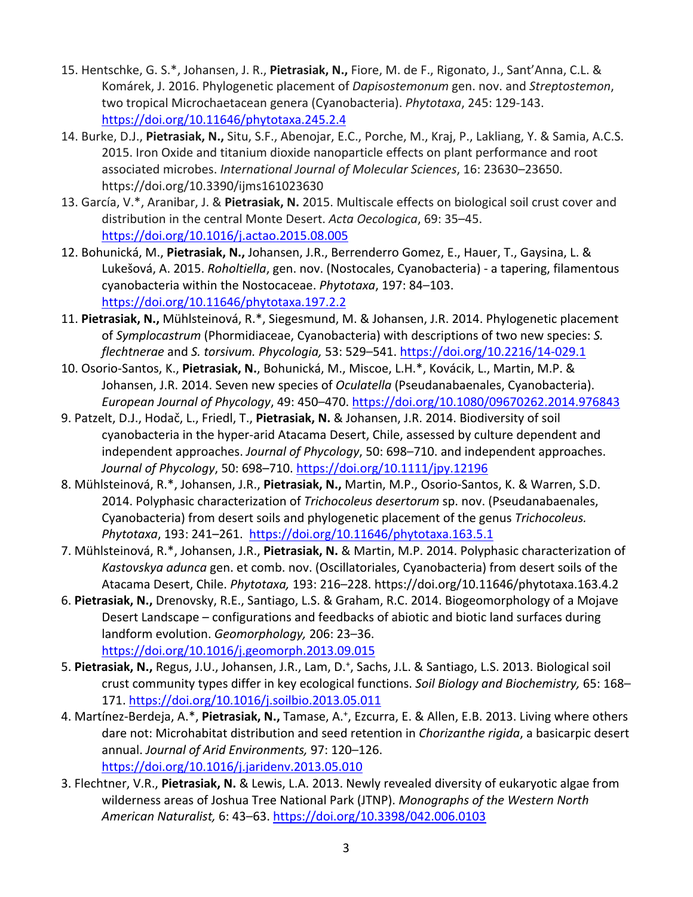15. Hentschke, G. S.*, Johansen, J. R., **Pietrasiak, N.,** Fiore, M. de F., Rigonato, J., Sant'Anna, C.L. & Komárek, J. 2016. Phylogenetic placement of *Dapisostemonum* gen. nov. and *Streptostemon*, two tropical Microchaetacean genera (Cyanobacteria). *Phytotaxa*, 245: 129-143. https://doi.org/10.11646/phytotaxa.245.2.4
14. Burke, D.J., **Pietrasiak, N.,** Situ, S.F., Abenojar, E.C., Porche, M., Kraj, P., Lakliang, Y. & Samia, A.C.S. 2015. Iron Oxide and titanium dioxide nanoparticle effects on plant performance and root associated microbes. *International Journal of Molecular Sciences*, 16: 23630–23650. https://doi.org/10.3390/ijms161023630
13. García, V.*, Aranibar, J. & **Pietrasiak, N.** 2015. Multiscale effects on biological soil crust cover and distribution in the central Monte Desert. *Acta Oecologica*, 69: 35–45. https://doi.org/10.1016/j.actao.2015.08.005
12. Bohunická, M., **Pietrasiak, N.,** Johansen, J.R., Berrenderro Gomez, E., Hauer, T., Gaysina, L. & Lukešová, A. 2015. *Roholtiella*, gen. nov. (Nostocales, Cyanobacteria) - a tapering, filamentous cyanobacteria within the Nostocaceae. *Phytotaxa*, 197: 84–103. https://doi.org/10.11646/phytotaxa.197.2.2
11. **Pietrasiak, N.,** Mühlsteinová, R.*, Siegesmund, M. & Johansen, J.R. 2014. Phylogenetic placement of *Symplocastrum* (Phormidiaceae, Cyanobacteria) with descriptions of two new species: *S. flechtnerae* and *S. torsivum. Phycologia,* 53: 529–541. https://doi.org/10.2216/14-029.1
10. Osorio-Santos, K., **Pietrasiak, N.**, Bohunická, M., Miscoe, L.H.*, Kovácik, L., Martin, M.P. & Johansen, J.R. 2014. Seven new species of *Oculatella* (Pseudanabaenales, Cyanobacteria). *European Journal of Phycology*, 49: 450–470. https://doi.org/10.1080/09670262.2014.976843
9. Patzelt, D.J., Hodač, L., Friedl, T., **Pietrasiak, N.** & Johansen, J.R. 2014. Biodiversity of soil cyanobacteria in the hyper-arid Atacama Desert, Chile, assessed by culture dependent and independent approaches. *Journal of Phycology*, 50: 698–710. and independent approaches. *Journal of Phycology*, 50: 698–710. https://doi.org/10.1111/jpy.12196
8. Mühlsteinová, R.*, Johansen, J.R., **Pietrasiak, N.,** Martin, M.P., Osorio-Santos, K. & Warren, S.D. 2014. Polyphasic characterization of *Trichocoleus desertorum* sp. nov. (Pseudanabaenales, Cyanobacteria) from desert soils and phylogenetic placement of the genus *Trichocoleus. Phytotaxa*, 193: 241–261. https://doi.org/10.11646/phytotaxa.163.5.1
7. Mühlsteinová, R.*, Johansen, J.R., **Pietrasiak, N.** & Martin, M.P. 2014. Polyphasic characterization of *Kastovskya adunca* gen. et comb. nov. (Oscillatoriales, Cyanobacteria) from desert soils of the Atacama Desert, Chile. *Phytotaxa,* 193: 216–228. https://doi.org/10.11646/phytotaxa.163.4.2
6. **Pietrasiak, N.,** Drenovsky, R.E., Santiago, L.S. & Graham, R.C. 2014. Biogeomorphology of a Mojave Desert Landscape – configurations and feedbacks of abiotic and biotic land surfaces during landform evolution. *Geomorphology,* 206: 23–36. https://doi.org/10.1016/j.geomorph.2013.09.015
5. **Pietrasiak, N.,** Regus, J.U., Johansen, J.R., Lam, D.+, Sachs, J.L. & Santiago, L.S. 2013. Biological soil crust community types differ in key ecological functions. *Soil Biology and Biochemistry,* 65: 168–171. https://doi.org/10.1016/j.soilbio.2013.05.011
4. Martínez-Berdeja, A.*, **Pietrasiak, N.,** Tamase, A.+, Ezcurra, E. & Allen, E.B. 2013. Living where others dare not: Microhabitat distribution and seed retention in *Chorizanthe rigida*, a basicarpic desert annual. *Journal of Arid Environments,* 97: 120–126. https://doi.org/10.1016/j.jaridenv.2013.05.010
3. Flechtner, V.R., **Pietrasiak, N.** & Lewis, L.A. 2013. Newly revealed diversity of eukaryotic algae from wilderness areas of Joshua Tree National Park (JTNP). *Monographs of the Western North American Naturalist,* 6: 43–63. https://doi.org/10.3398/042.006.0103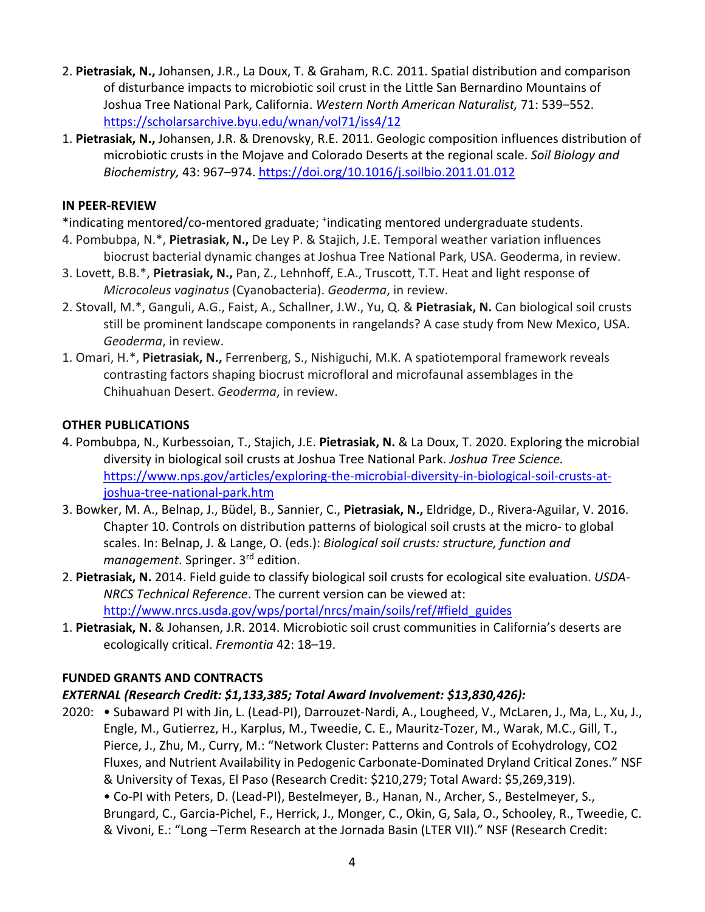2. **Pietrasiak, N.,** Johansen, J.R., La Doux, T. & Graham, R.C. 2011. Spatial distribution and comparison of disturbance impacts to microbiotic soil crust in the Little San Bernardino Mountains of Joshua Tree National Park, California. *Western North American Naturalist,* 71: 539–552. https://scholarsarchive.byu.edu/wnan/vol71/iss4/12
1. **Pietrasiak, N.,** Johansen, J.R. & Drenovsky, R.E. 2011. Geologic composition influences distribution of microbiotic crusts in the Mojave and Colorado Deserts at the regional scale. *Soil Biology and Biochemistry,* 43: 967–974. https://doi.org/10.1016/j.soilbio.2011.01.012

**IN PEER-REVIEW**

*indicating mentored/co-mentored graduate; [+]indicating mentored undergraduate students.

4. Pombubpa, N.*, **Pietrasiak, N.,** De Ley P. & Stajich, J.E. Temporal weather variation influences biocrust bacterial dynamic changes at Joshua Tree National Park, USA. Geoderma, in review.
3. Lovett, B.B.*, **Pietrasiak, N.,** Pan, Z., Lehnhoff, E.A., Truscott, T.T. Heat and light response of *Microcoleus vaginatus* (Cyanobacteria). *Geoderma*, in review.
2. Stovall, M.*, Ganguli, A.G., Faist, A., Schallner, J.W., Yu, Q. & **Pietrasiak, N.** Can biological soil crusts still be prominent landscape components in rangelands? A case study from New Mexico, USA. *Geoderma*, in review.
1. Omari, H.*, **Pietrasiak, N.,** Ferrenberg, S., Nishiguchi, M.K. A spatiotemporal framework reveals contrasting factors shaping biocrust microfloral and microfaunal assemblages in the Chihuahuan Desert. *Geoderma*, in review.

**OTHER PUBLICATIONS**

4. Pombubpa, N., Kurbessoian, T., Stajich, J.E. **Pietrasiak, N.** & La Doux, T. 2020. Exploring the microbial diversity in biological soil crusts at Joshua Tree National Park. *Joshua Tree Science.* https://www.nps.gov/articles/exploring-the-microbial-diversity-in-biological-soil-crusts-at-joshua-tree-national-park.htm
3. Bowker, M. A., Belnap, J., Büdel, B., Sannier, C., **Pietrasiak, N.,** Eldridge, D., Rivera-Aguilar, V. 2016. Chapter 10. Controls on distribution patterns of biological soil crusts at the micro- to global scales. In: Belnap, J. & Lange, O. (eds.): *Biological soil crusts: structure, function and management*. Springer. 3rd edition.
2. **Pietrasiak, N.** 2014. Field guide to classify biological soil crusts for ecological site evaluation. *USDA-NRCS Technical Reference*. The current version can be viewed at: http://www.nrcs.usda.gov/wps/portal/nrcs/main/soils/ref/#field_guides
1. **Pietrasiak, N.** & Johansen, J.R. 2014. Microbiotic soil crust communities in California's deserts are ecologically critical. *Fremontia* 42: 18–19.

**FUNDED GRANTS AND CONTRACTS**

***EXTERNAL (Research Credit: $1,133,385; Total Award Involvement: $13,830,426):***

2020: • Subaward PI with Jin, L. (Lead-PI), Darrouzet-Nardi, A., Lougheed, V., McLaren, J., Ma, L., Xu, J., Engle, M., Gutierrez, H., Karplus, M., Tweedie, C. E., Mauritz-Tozer, M., Warak, M.C., Gill, T., Pierce, J., Zhu, M., Curry, M.: "Network Cluster: Patterns and Controls of Ecohydrology, CO2 Fluxes, and Nutrient Availability in Pedogenic Carbonate-Dominated Dryland Critical Zones." NSF & University of Texas, El Paso (Research Credit: $210,279; Total Award: $5,269,319).

• Co-PI with Peters, D. (Lead-PI), Bestelmeyer, B., Hanan, N., Archer, S., Bestelmeyer, S., Brungard, C., Garcia-Pichel, F., Herrick, J., Monger, C., Okin, G, Sala, O., Schooley, R., Tweedie, C. & Vivoni, E.: "Long –Term Research at the Jornada Basin (LTER VII)." NSF (Research Credit: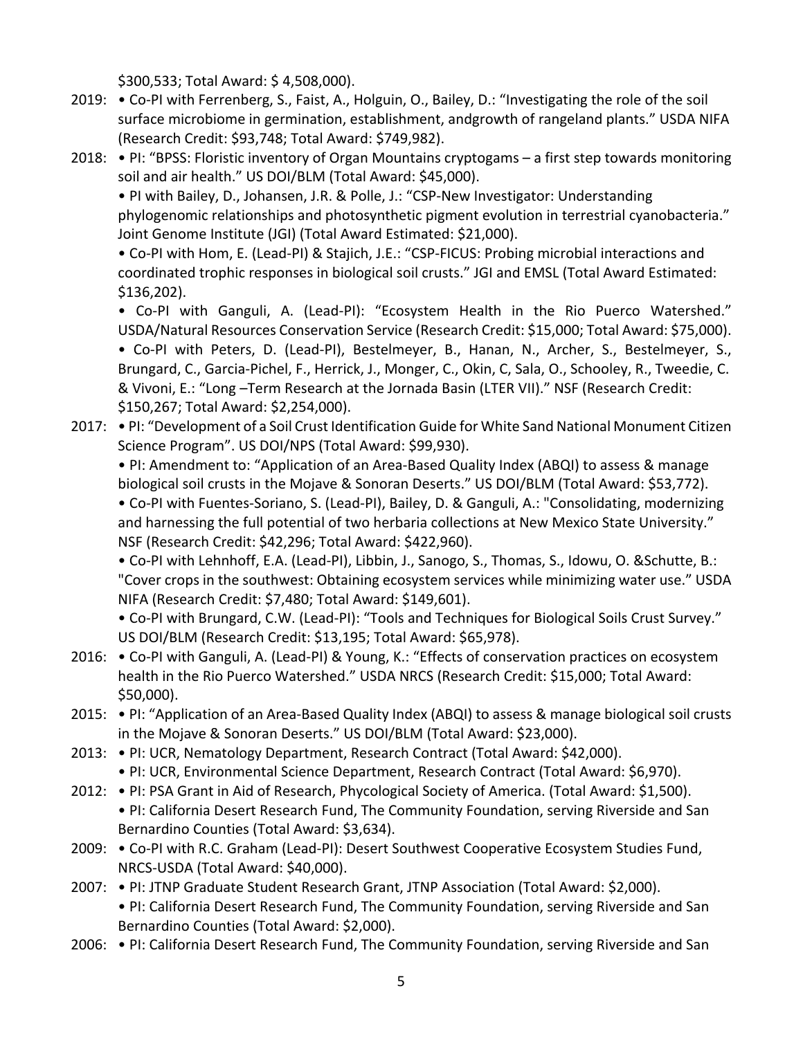$300,533; Total Award: $ 4,508,000).

2019: • Co-PI with Ferrenberg, S., Faist, A., Holguin, O., Bailey, D.: "Investigating the role of the soil surface microbiome in germination, establishment, andgrowth of rangeland plants." USDA NIFA (Research Credit: $93,748; Total Award: $749,982).

2018: • PI: "BPSS: Floristic inventory of Organ Mountains cryptogams – a first step towards monitoring soil and air health." US DOI/BLM (Total Award: $45,000).

• PI with Bailey, D., Johansen, J.R. & Polle, J.: "CSP-New Investigator: Understanding phylogenomic relationships and photosynthetic pigment evolution in terrestrial cyanobacteria." Joint Genome Institute (JGI) (Total Award Estimated: $21,000).

• Co-PI with Hom, E. (Lead-PI) & Stajich, J.E.: "CSP-FICUS: Probing microbial interactions and coordinated trophic responses in biological soil crusts." JGI and EMSL (Total Award Estimated: $136,202).

• Co-PI with Ganguli, A. (Lead-PI): "Ecosystem Health in the Rio Puerco Watershed." USDA/Natural Resources Conservation Service (Research Credit: $15,000; Total Award: $75,000).

• Co-PI with Peters, D. (Lead-PI), Bestelmeyer, B., Hanan, N., Archer, S., Bestelmeyer, S., Brungard, C., Garcia-Pichel, F., Herrick, J., Monger, C., Okin, C, Sala, O., Schooley, R., Tweedie, C. & Vivoni, E.: "Long –Term Research at the Jornada Basin (LTER VII)." NSF (Research Credit: $150,267; Total Award: $2,254,000).

2017: • PI: "Development of a Soil Crust Identification Guide for White Sand National Monument Citizen Science Program". US DOI/NPS (Total Award: $99,930).

• PI: Amendment to: "Application of an Area-Based Quality Index (ABQI) to assess & manage biological soil crusts in the Mojave & Sonoran Deserts." US DOI/BLM (Total Award: $53,772).

• Co-PI with Fuentes-Soriano, S. (Lead-PI), Bailey, D. & Ganguli, A.: "Consolidating, modernizing and harnessing the full potential of two herbaria collections at New Mexico State University." NSF (Research Credit: $42,296; Total Award: $422,960).

• Co-PI with Lehnhoff, E.A. (Lead-PI), Libbin, J., Sanogo, S., Thomas, S., Idowu, O. &Schutte, B.: "Cover crops in the southwest: Obtaining ecosystem services while minimizing water use." USDA NIFA (Research Credit: $7,480; Total Award: $149,601).

• Co-PI with Brungard, C.W. (Lead-PI): "Tools and Techniques for Biological Soils Crust Survey." US DOI/BLM (Research Credit: $13,195; Total Award: $65,978).

2016: • Co-PI with Ganguli, A. (Lead-PI) & Young, K.: "Effects of conservation practices on ecosystem health in the Rio Puerco Watershed." USDA NRCS (Research Credit: $15,000; Total Award: $50,000).

2015: • PI: "Application of an Area-Based Quality Index (ABQI) to assess & manage biological soil crusts in the Mojave & Sonoran Deserts." US DOI/BLM (Total Award: $23,000).

2013: • PI: UCR, Nematology Department, Research Contract (Total Award: $42,000).

• PI: UCR, Environmental Science Department, Research Contract (Total Award: $6,970).

2012: • PI: PSA Grant in Aid of Research, Phycological Society of America. (Total Award: $1,500).

• PI: California Desert Research Fund, The Community Foundation, serving Riverside and San Bernardino Counties (Total Award: $3,634).

2009: • Co-PI with R.C. Graham (Lead-PI): Desert Southwest Cooperative Ecosystem Studies Fund, NRCS-USDA (Total Award: $40,000).

2007: • PI: JTNP Graduate Student Research Grant, JTNP Association (Total Award: $2,000).

• PI: California Desert Research Fund, The Community Foundation, serving Riverside and San Bernardino Counties (Total Award: $2,000).

2006: • PI: California Desert Research Fund, The Community Foundation, serving Riverside and San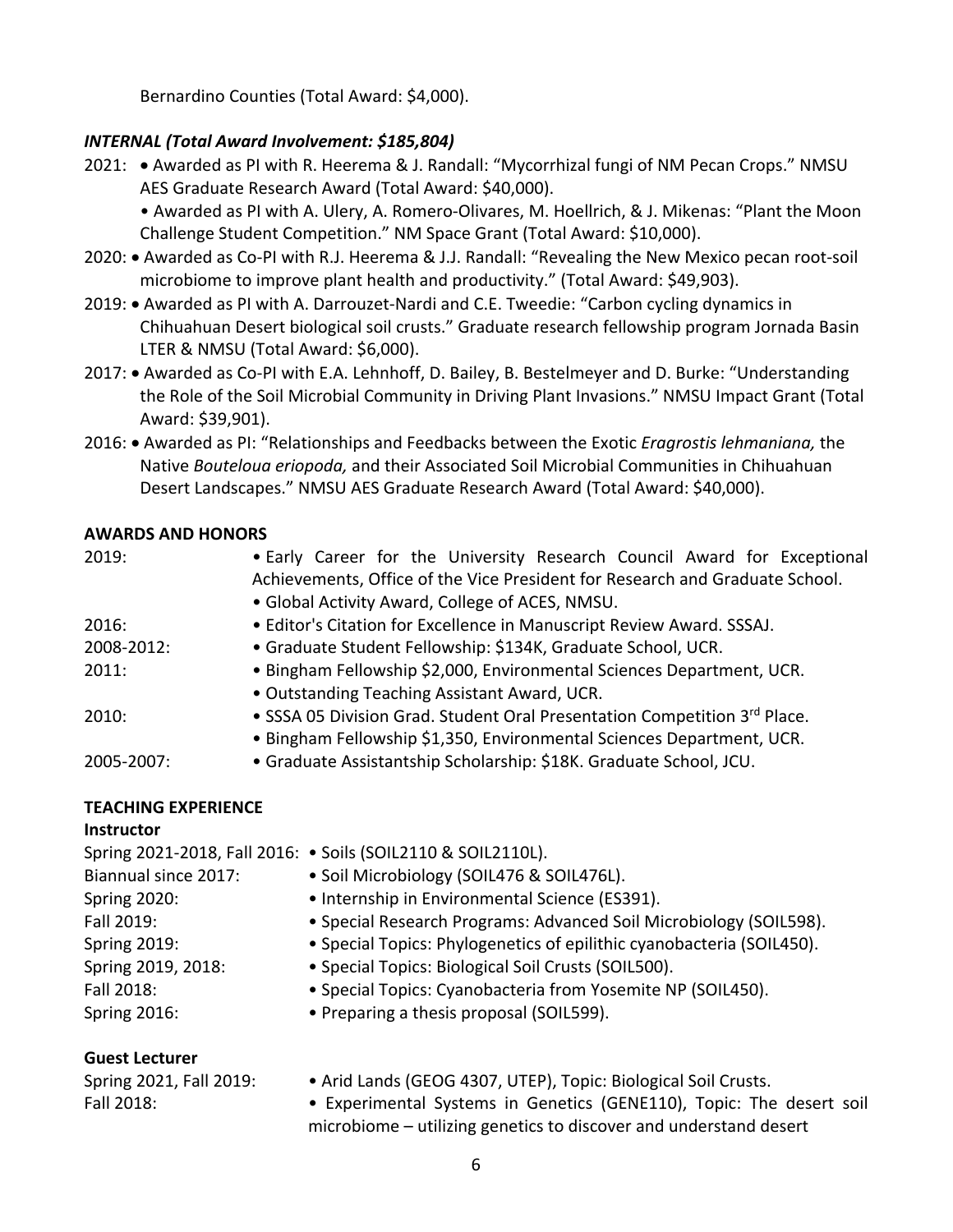Bernardino Counties (Total Award: $4,000).

### *INTERNAL (Total Award Involvement: $185,804)*

2021: • Awarded as PI with R. Heerema & J. Randall: "Mycorrhizal fungi of NM Pecan Crops." NMSU AES Graduate Research Award (Total Award: $40,000).
• Awarded as PI with A. Ulery, A. Romero-Olivares, M. Hoellrich, & J. Mikenas: "Plant the Moon Challenge Student Competition." NM Space Grant (Total Award: $10,000).

2020: • Awarded as Co-PI with R.J. Heerema & J.J. Randall: "Revealing the New Mexico pecan root-soil microbiome to improve plant health and productivity." (Total Award: $49,903).

2019: • Awarded as PI with A. Darrouzet-Nardi and C.E. Tweedie: "Carbon cycling dynamics in Chihuahuan Desert biological soil crusts." Graduate research fellowship program Jornada Basin LTER & NMSU (Total Award: $6,000).

2017: • Awarded as Co-PI with E.A. Lehnhoff, D. Bailey, B. Bestelmeyer and D. Burke: "Understanding the Role of the Soil Microbial Community in Driving Plant Invasions." NMSU Impact Grant (Total Award: $39,901).

2016: • Awarded as PI: "Relationships and Feedbacks between the Exotic *Eragrostis lehmaniana,* the Native *Bouteloua eriopoda,* and their Associated Soil Microbial Communities in Chihuahuan Desert Landscapes." NMSU AES Graduate Research Award (Total Award: $40,000).

## AWARDS AND HONORS

2019:
- Early Career for the University Research Council Award for Exceptional Achievements, Office of the Vice President for Research and Graduate School.
- Global Activity Award, College of ACES, NMSU.

2016:
- Editor's Citation for Excellence in Manuscript Review Award. SSSAJ.

2008-2012:
- Graduate Student Fellowship: $134K, Graduate School, UCR.

2011:
- Bingham Fellowship $2,000, Environmental Sciences Department, UCR.
- Outstanding Teaching Assistant Award, UCR.

2010:
- SSSA 05 Division Grad. Student Oral Presentation Competition 3rd Place.
- Bingham Fellowship $1,350, Environmental Sciences Department, UCR.

2005-2007:
- Graduate Assistantship Scholarship: $18K. Graduate School, JCU.

## TEACHING EXPERIENCE

### Instructor

Spring 2021-2018, Fall 2016:
- Soils (SOIL2110 & SOIL2110L).

Biannual since 2017:
- Soil Microbiology (SOIL476 & SOIL476L).

Spring 2020:
- Internship in Environmental Science (ES391).

Fall 2019:
- Special Research Programs: Advanced Soil Microbiology (SOIL598).

Spring 2019:
- Special Topics: Phylogenetics of epilithic cyanobacteria (SOIL450).

Spring 2019, 2018:
- Special Topics: Biological Soil Crusts (SOIL500).

Fall 2018:
- Special Topics: Cyanobacteria from Yosemite NP (SOIL450).

Spring 2016:
- Preparing a thesis proposal (SOIL599).

### Guest Lecturer

Spring 2021, Fall 2019:
- Arid Lands (GEOG 4307, UTEP), Topic: Biological Soil Crusts.

Fall 2018:
- Experimental Systems in Genetics (GENE110), Topic: The desert soil microbiome – utilizing genetics to discover and understand desert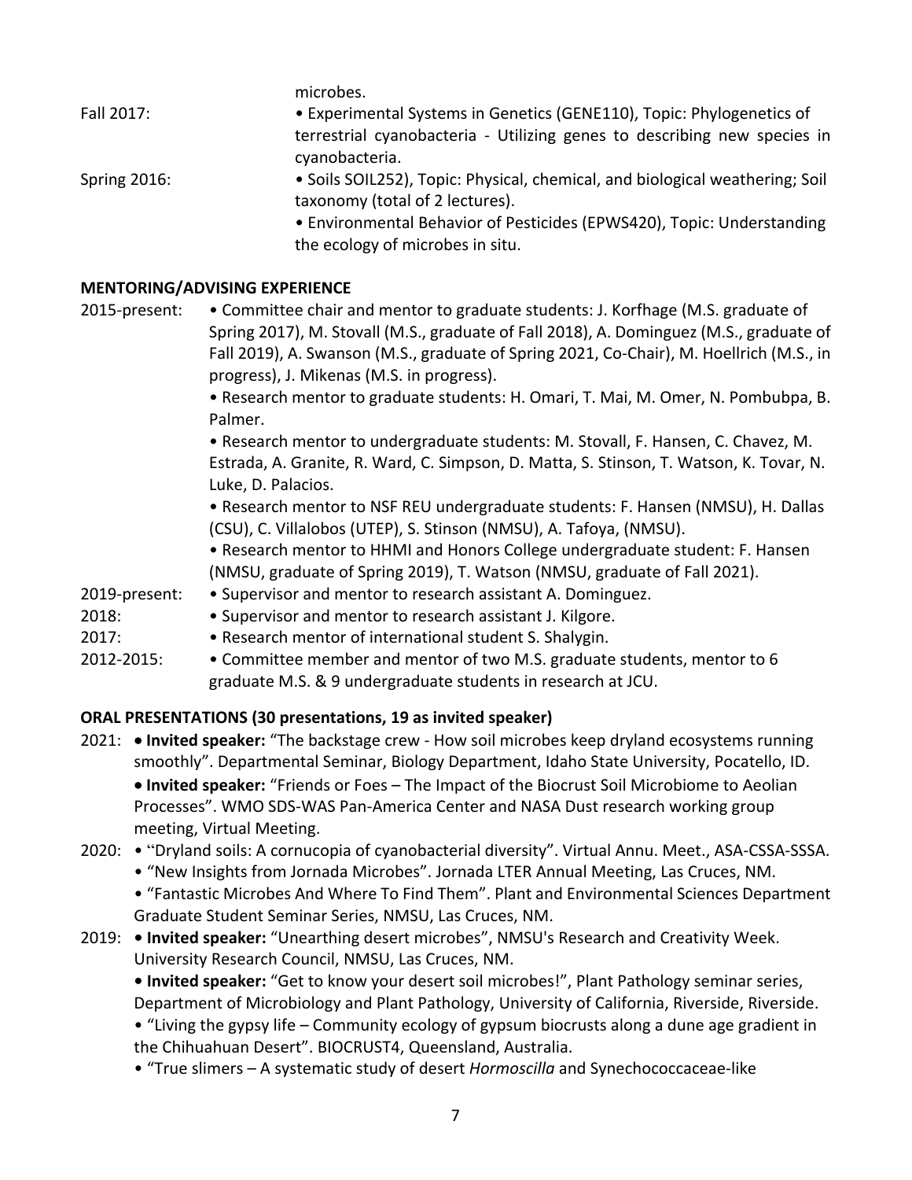microbes.

Fall 2017:
• Experimental Systems in Genetics (GENE110), Topic: Phylogenetics of terrestrial cyanobacteria - Utilizing genes to describing new species in cyanobacteria.

Spring 2016:
• Soils SOIL252), Topic: Physical, chemical, and biological weathering; Soil taxonomy (total of 2 lectures).
• Environmental Behavior of Pesticides (EPWS420), Topic: Understanding the ecology of microbes in situ.

**MENTORING/ADVISING EXPERIENCE**

2015-present:
• Committee chair and mentor to graduate students: J. Korfhage (M.S. graduate of Spring 2017), M. Stovall (M.S., graduate of Fall 2018), A. Dominguez (M.S., graduate of Fall 2019), A. Swanson (M.S., graduate of Spring 2021, Co-Chair), M. Hoellrich (M.S., in progress), J. Mikenas (M.S. in progress).
• Research mentor to graduate students: H. Omari, T. Mai, M. Omer, N. Pombubpa, B. Palmer.
• Research mentor to undergraduate students: M. Stovall, F. Hansen, C. Chavez, M. Estrada, A. Granite, R. Ward, C. Simpson, D. Matta, S. Stinson, T. Watson, K. Tovar, N. Luke, D. Palacios.
• Research mentor to NSF REU undergraduate students: F. Hansen (NMSU), H. Dallas (CSU), C. Villalobos (UTEP), S. Stinson (NMSU), A. Tafoya, (NMSU).
• Research mentor to HHMI and Honors College undergraduate student: F. Hansen (NMSU, graduate of Spring 2019), T. Watson (NMSU, graduate of Fall 2021).

2019-present: • Supervisor and mentor to research assistant A. Dominguez.

2018: • Supervisor and mentor to research assistant J. Kilgore.

2017: • Research mentor of international student S. Shalygin.

2012-2015: • Committee member and mentor of two M.S. graduate students, mentor to 6 graduate M.S. & 9 undergraduate students in research at JCU.

**ORAL PRESENTATIONS (30 presentations, 19 as invited speaker)**

2021:
- **Invited speaker:** "The backstage crew - How soil microbes keep dryland ecosystems running smoothly". Departmental Seminar, Biology Department, Idaho State University, Pocatello, ID.
- **Invited speaker:** "Friends or Foes – The Impact of the Biocrust Soil Microbiome to Aeolian Processes". WMO SDS-WAS Pan-America Center and NASA Dust research working group meeting, Virtual Meeting.

2020:
- "Dryland soils: A cornucopia of cyanobacterial diversity". Virtual Annu. Meet., ASA-CSSA-SSSA.
- "New Insights from Jornada Microbes". Jornada LTER Annual Meeting, Las Cruces, NM.
- "Fantastic Microbes And Where To Find Them". Plant and Environmental Sciences Department Graduate Student Seminar Series, NMSU, Las Cruces, NM.

2019:
- **Invited speaker:** "Unearthing desert microbes", NMSU's Research and Creativity Week. University Research Council, NMSU, Las Cruces, NM.
- **Invited speaker:** "Get to know your desert soil microbes!", Plant Pathology seminar series, Department of Microbiology and Plant Pathology, University of California, Riverside, Riverside.
- "Living the gypsy life – Community ecology of gypsum biocrusts along a dune age gradient in the Chihuahuan Desert". BIOCRUST4, Queensland, Australia.
- "True slimers – A systematic study of desert *Hormoscilla* and Synechococcaceae-like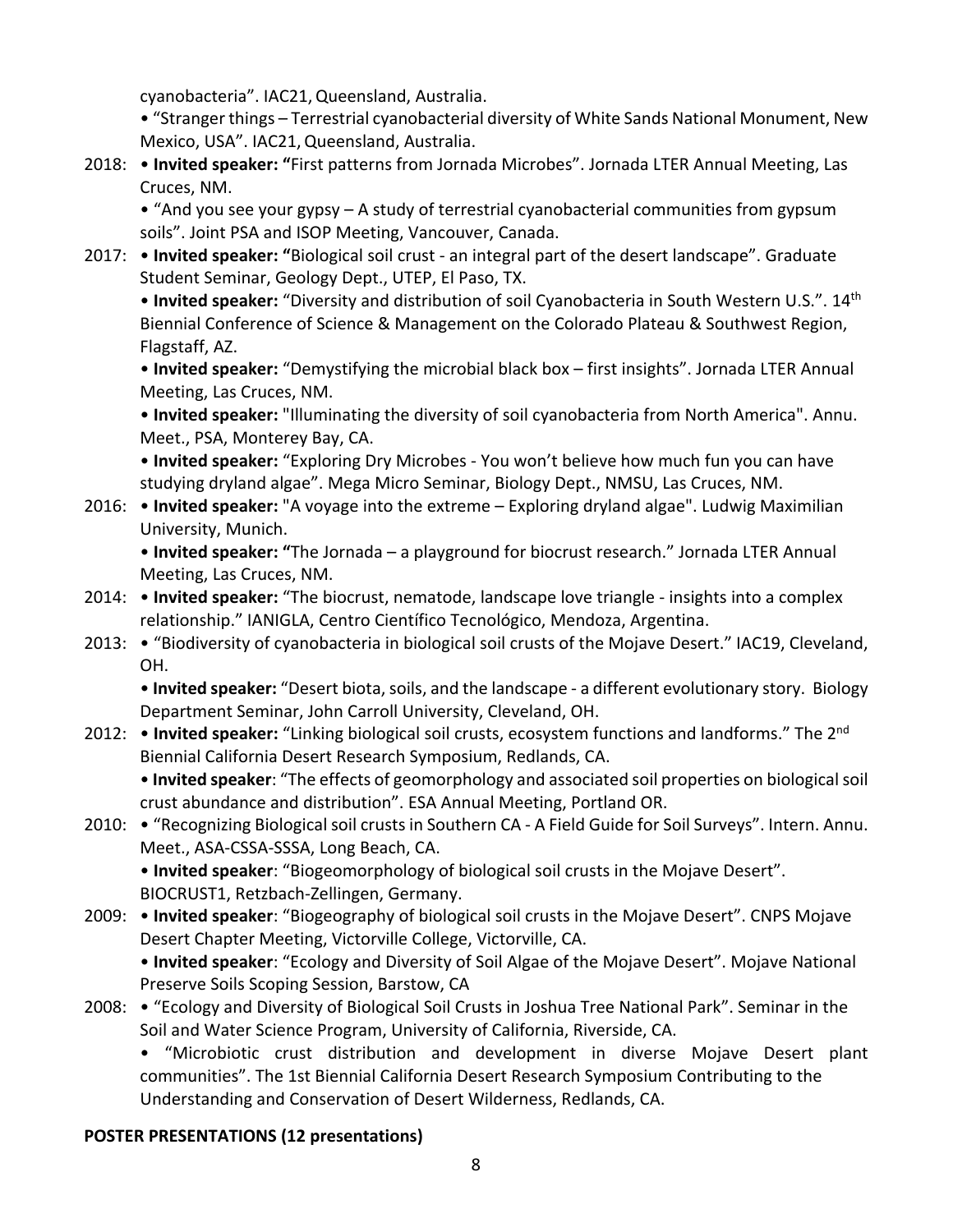cyanobacteria". IAC21, Queensland, Australia.

• "Stranger things – Terrestrial cyanobacterial diversity of White Sands National Monument, New Mexico, USA". IAC21, Queensland, Australia.

2018: • **Invited speaker: "**First patterns from Jornada Microbes". Jornada LTER Annual Meeting, Las Cruces, NM.

• "And you see your gypsy – A study of terrestrial cyanobacterial communities from gypsum soils". Joint PSA and ISOP Meeting, Vancouver, Canada.

2017: • **Invited speaker: "**Biological soil crust - an integral part of the desert landscape". Graduate Student Seminar, Geology Dept., UTEP, El Paso, TX.

• **Invited speaker:** "Diversity and distribution of soil Cyanobacteria in South Western U.S.". 14th Biennial Conference of Science & Management on the Colorado Plateau & Southwest Region, Flagstaff, AZ.

• **Invited speaker:** "Demystifying the microbial black box – first insights". Jornada LTER Annual Meeting, Las Cruces, NM.

• **Invited speaker:** "Illuminating the diversity of soil cyanobacteria from North America". Annu. Meet., PSA, Monterey Bay, CA.

• **Invited speaker:** "Exploring Dry Microbes - You won't believe how much fun you can have studying dryland algae". Mega Micro Seminar, Biology Dept., NMSU, Las Cruces, NM.

2016: • **Invited speaker:** "A voyage into the extreme – Exploring dryland algae". Ludwig Maximilian University, Munich.

• **Invited speaker: "**The Jornada – a playground for biocrust research." Jornada LTER Annual Meeting, Las Cruces, NM.

2014: • **Invited speaker:** "The biocrust, nematode, landscape love triangle - insights into a complex relationship." IANIGLA, Centro Científico Tecnológico, Mendoza, Argentina.

2013: • "Biodiversity of cyanobacteria in biological soil crusts of the Mojave Desert." IAC19, Cleveland, OH.

• **Invited speaker:** "Desert biota, soils, and the landscape - a different evolutionary story. Biology Department Seminar, John Carroll University, Cleveland, OH.

2012: • **Invited speaker:** "Linking biological soil crusts, ecosystem functions and landforms." The 2nd Biennial California Desert Research Symposium, Redlands, CA.

• **Invited speaker**: "The effects of geomorphology and associated soil properties on biological soil crust abundance and distribution". ESA Annual Meeting, Portland OR.

2010: • "Recognizing Biological soil crusts in Southern CA - A Field Guide for Soil Surveys". Intern. Annu. Meet., ASA-CSSA-SSSA, Long Beach, CA.

• **Invited speaker**: "Biogeomorphology of biological soil crusts in the Mojave Desert". BIOCRUST1, Retzbach-Zellingen, Germany.

2009: • **Invited speaker**: "Biogeography of biological soil crusts in the Mojave Desert". CNPS Mojave Desert Chapter Meeting, Victorville College, Victorville, CA.

• **Invited speaker**: "Ecology and Diversity of Soil Algae of the Mojave Desert". Mojave National Preserve Soils Scoping Session, Barstow, CA

2008: • "Ecology and Diversity of Biological Soil Crusts in Joshua Tree National Park". Seminar in the Soil and Water Science Program, University of California, Riverside, CA.

• "Microbiotic crust distribution and development in diverse Mojave Desert plant communities". The 1st Biennial California Desert Research Symposium Contributing to the Understanding and Conservation of Desert Wilderness, Redlands, CA.

**POSTER PRESENTATIONS (12 presentations)**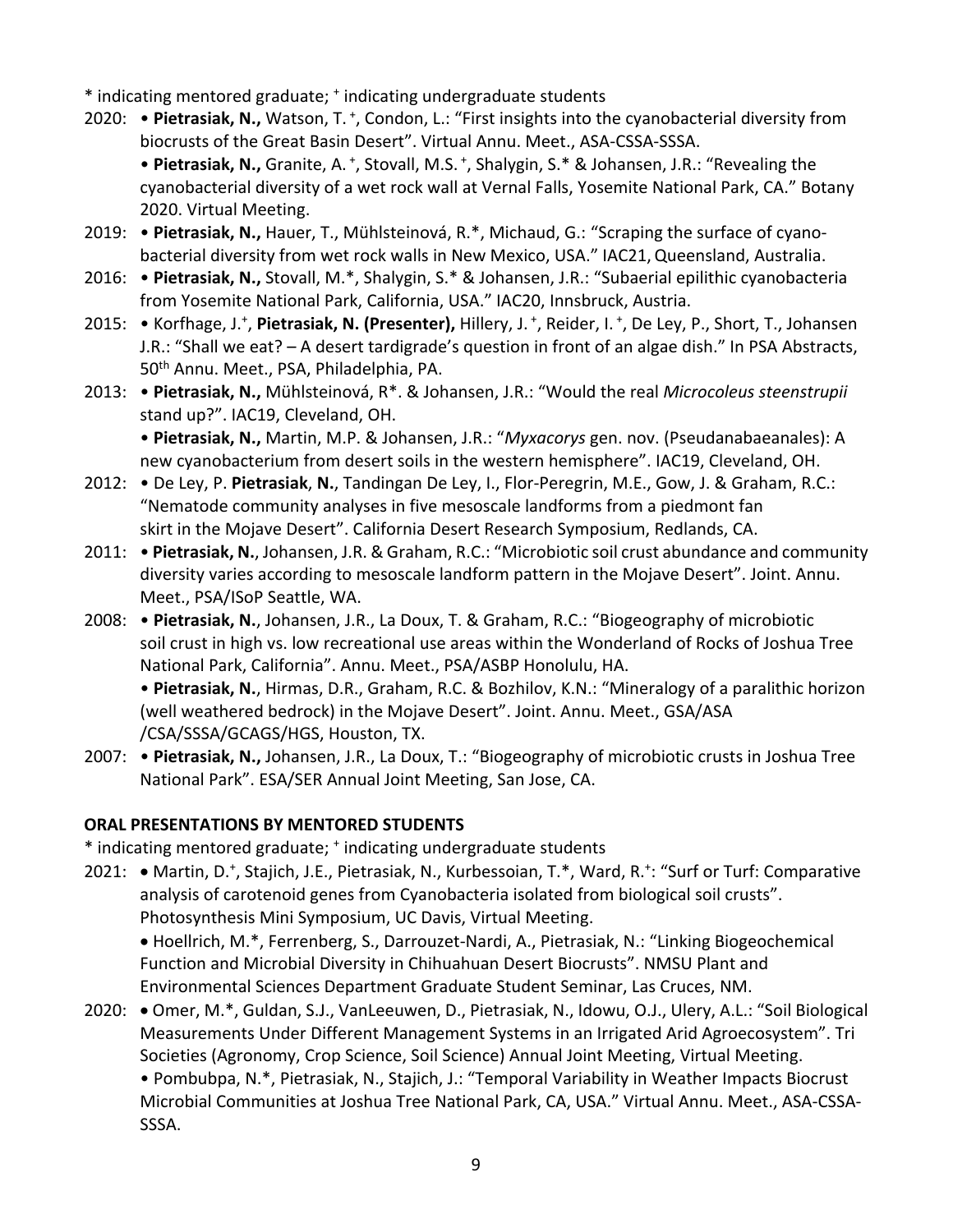\* indicating mentored graduate; + indicating undergraduate students

2020: • **Pietrasiak, N.,** Watson, T. +, Condon, L.: "First insights into the cyanobacterial diversity from biocrusts of the Great Basin Desert". Virtual Annu. Meet., ASA-CSSA-SSSA.

• **Pietrasiak, N.,** Granite, A. +, Stovall, M.S. +, Shalygin, S.* & Johansen, J.R.: "Revealing the cyanobacterial diversity of a wet rock wall at Vernal Falls, Yosemite National Park, CA." Botany 2020. Virtual Meeting.

2019: • **Pietrasiak, N.,** Hauer, T., Mühlsteinová, R.*, Michaud, G.: "Scraping the surface of cyano-bacterial diversity from wet rock walls in New Mexico, USA." IAC21, Queensland, Australia.

2016: • **Pietrasiak, N.,** Stovall, M.*, Shalygin, S.* & Johansen, J.R.: "Subaerial epilithic cyanobacteria from Yosemite National Park, California, USA." IAC20, Innsbruck, Austria.

2015: • Korfhage, J.+, **Pietrasiak, N. (Presenter),** Hillery, J. +, Reider, I. +, De Ley, P., Short, T., Johansen J.R.: "Shall we eat? – A desert tardigrade's question in front of an algae dish." In PSA Abstracts, 50th Annu. Meet., PSA, Philadelphia, PA.

2013: • **Pietrasiak, N.,** Mühlsteinová, R*. & Johansen, J.R.: "Would the real *Microcoleus steenstrupii* stand up?". IAC19, Cleveland, OH.

• **Pietrasiak, N.,** Martin, M.P. & Johansen, J.R.: "*Myxacorys* gen. nov. (Pseudanabaeanales): A new cyanobacterium from desert soils in the western hemisphere". IAC19, Cleveland, OH.

2012: • De Ley, P. **Pietrasiak**, **N.**, Tandingan De Ley, I., Flor-Peregrin, M.E., Gow, J. & Graham, R.C.: "Nematode community analyses in five mesoscale landforms from a piedmont fan skirt in the Mojave Desert". California Desert Research Symposium, Redlands, CA.

2011: • **Pietrasiak, N.**, Johansen, J.R. & Graham, R.C.: "Microbiotic soil crust abundance and community diversity varies according to mesoscale landform pattern in the Mojave Desert". Joint. Annu. Meet., PSA/ISoP Seattle, WA.

2008: • **Pietrasiak, N.**, Johansen, J.R., La Doux, T. & Graham, R.C.: "Biogeography of microbiotic soil crust in high vs. low recreational use areas within the Wonderland of Rocks of Joshua Tree National Park, California". Annu. Meet., PSA/ASBP Honolulu, HA.

• **Pietrasiak, N.**, Hirmas, D.R., Graham, R.C. & Bozhilov, K.N.: "Mineralogy of a paralithic horizon (well weathered bedrock) in the Mojave Desert". Joint. Annu. Meet., GSA/ASA /CSA/SSSA/GCAGS/HGS, Houston, TX.

2007: • **Pietrasiak, N.,** Johansen, J.R., La Doux, T.: "Biogeography of microbiotic crusts in Joshua Tree National Park". ESA/SER Annual Joint Meeting, San Jose, CA.

## ORAL PRESENTATIONS BY MENTORED STUDENTS

\* indicating mentored graduate; + indicating undergraduate students

2021: • Martin, D.+, Stajich, J.E., Pietrasiak, N., Kurbessoian, T.*, Ward, R.+: "Surf or Turf: Comparative analysis of carotenoid genes from Cyanobacteria isolated from biological soil crusts". Photosynthesis Mini Symposium, UC Davis, Virtual Meeting.

• Hoellrich, M.*, Ferrenberg, S., Darrouzet-Nardi, A., Pietrasiak, N.: "Linking Biogeochemical Function and Microbial Diversity in Chihuahuan Desert Biocrusts". NMSU Plant and Environmental Sciences Department Graduate Student Seminar, Las Cruces, NM.

2020: • Omer, M.*, Guldan, S.J., VanLeeuwen, D., Pietrasiak, N., Idowu, O.J., Ulery, A.L.: "Soil Biological Measurements Under Different Management Systems in an Irrigated Arid Agroecosystem". Tri Societies (Agronomy, Crop Science, Soil Science) Annual Joint Meeting, Virtual Meeting.

• Pombubpa, N.*, Pietrasiak, N., Stajich, J.: "Temporal Variability in Weather Impacts Biocrust Microbial Communities at Joshua Tree National Park, CA, USA." Virtual Annu. Meet., ASA-CSSA-SSSA.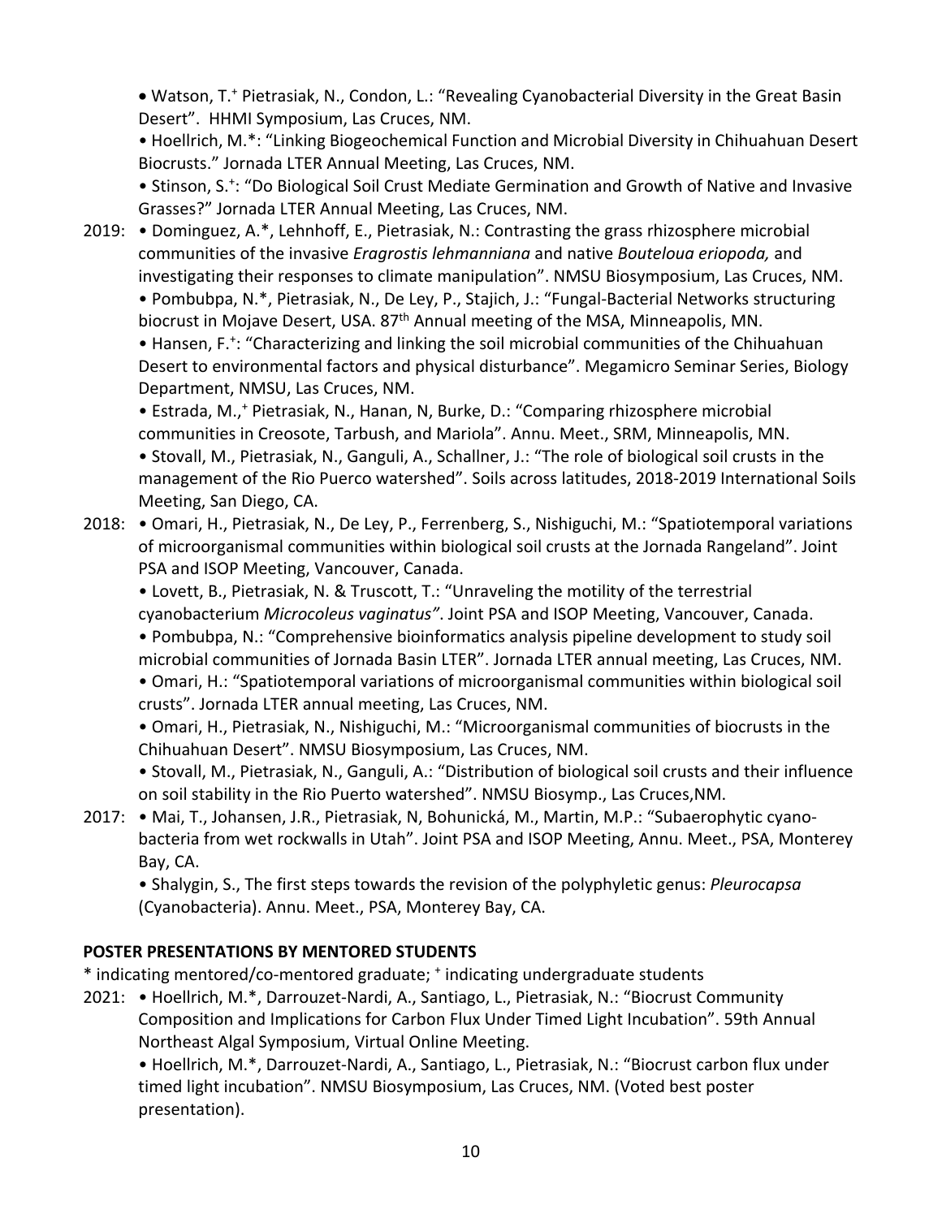• Watson, T.[+] Pietrasiak, N., Condon, L.: "Revealing Cyanobacterial Diversity in the Great Basin Desert". HHMI Symposium, Las Cruces, NM.

• Hoellrich, M.*: "Linking Biogeochemical Function and Microbial Diversity in Chihuahuan Desert Biocrusts." Jornada LTER Annual Meeting, Las Cruces, NM.

• Stinson, S.[+]: "Do Biological Soil Crust Mediate Germination and Growth of Native and Invasive Grasses?" Jornada LTER Annual Meeting, Las Cruces, NM.

2019: • Dominguez, A.*, Lehnhoff, E., Pietrasiak, N.: Contrasting the grass rhizosphere microbial communities of the invasive *Eragrostis lehmanniana* and native *Bouteloua eriopoda,* and investigating their responses to climate manipulation". NMSU Biosymposium, Las Cruces, NM.

• Pombubpa, N.*, Pietrasiak, N., De Ley, P., Stajich, J.: "Fungal-Bacterial Networks structuring biocrust in Mojave Desert, USA. 87th Annual meeting of the MSA, Minneapolis, MN.

• Hansen, F.[+]: "Characterizing and linking the soil microbial communities of the Chihuahuan Desert to environmental factors and physical disturbance". Megamicro Seminar Series, Biology Department, NMSU, Las Cruces, NM.

• Estrada, M.,[+] Pietrasiak, N., Hanan, N, Burke, D.: "Comparing rhizosphere microbial communities in Creosote, Tarbush, and Mariola". Annu. Meet., SRM, Minneapolis, MN.

• Stovall, M., Pietrasiak, N., Ganguli, A., Schallner, J.: "The role of biological soil crusts in the management of the Rio Puerco watershed". Soils across latitudes, 2018-2019 International Soils Meeting, San Diego, CA.

2018: • Omari, H., Pietrasiak, N., De Ley, P., Ferrenberg, S., Nishiguchi, M.: "Spatiotemporal variations of microorganismal communities within biological soil crusts at the Jornada Rangeland". Joint PSA and ISOP Meeting, Vancouver, Canada.

• Lovett, B., Pietrasiak, N. & Truscott, T.: "Unraveling the motility of the terrestrial cyanobacterium *Microcoleus vaginatus"*. Joint PSA and ISOP Meeting, Vancouver, Canada.

• Pombubpa, N.: "Comprehensive bioinformatics analysis pipeline development to study soil microbial communities of Jornada Basin LTER". Jornada LTER annual meeting, Las Cruces, NM.

• Omari, H.: "Spatiotemporal variations of microorganismal communities within biological soil crusts". Jornada LTER annual meeting, Las Cruces, NM.

• Omari, H., Pietrasiak, N., Nishiguchi, M.: "Microorganismal communities of biocrusts in the Chihuahuan Desert". NMSU Biosymposium, Las Cruces, NM.

• Stovall, M., Pietrasiak, N., Ganguli, A.: "Distribution of biological soil crusts and their influence on soil stability in the Rio Puerto watershed". NMSU Biosymp., Las Cruces,NM.

2017: • Mai, T., Johansen, J.R., Pietrasiak, N, Bohunická, M., Martin, M.P.: "Subaerophytic cyano-bacteria from wet rockwalls in Utah". Joint PSA and ISOP Meeting, Annu. Meet., PSA, Monterey Bay, CA.

• Shalygin, S., The first steps towards the revision of the polyphyletic genus: *Pleurocapsa* (Cyanobacteria). Annu. Meet., PSA, Monterey Bay, CA.

**POSTER PRESENTATIONS BY MENTORED STUDENTS**

* indicating mentored/co-mentored graduate; [+] indicating undergraduate students

2021: • Hoellrich, M.*, Darrouzet-Nardi, A., Santiago, L., Pietrasiak, N.: "Biocrust Community Composition and Implications for Carbon Flux Under Timed Light Incubation". 59th Annual Northeast Algal Symposium, Virtual Online Meeting.

• Hoellrich, M.*, Darrouzet-Nardi, A., Santiago, L., Pietrasiak, N.: "Biocrust carbon flux under timed light incubation". NMSU Biosymposium, Las Cruces, NM. (Voted best poster presentation).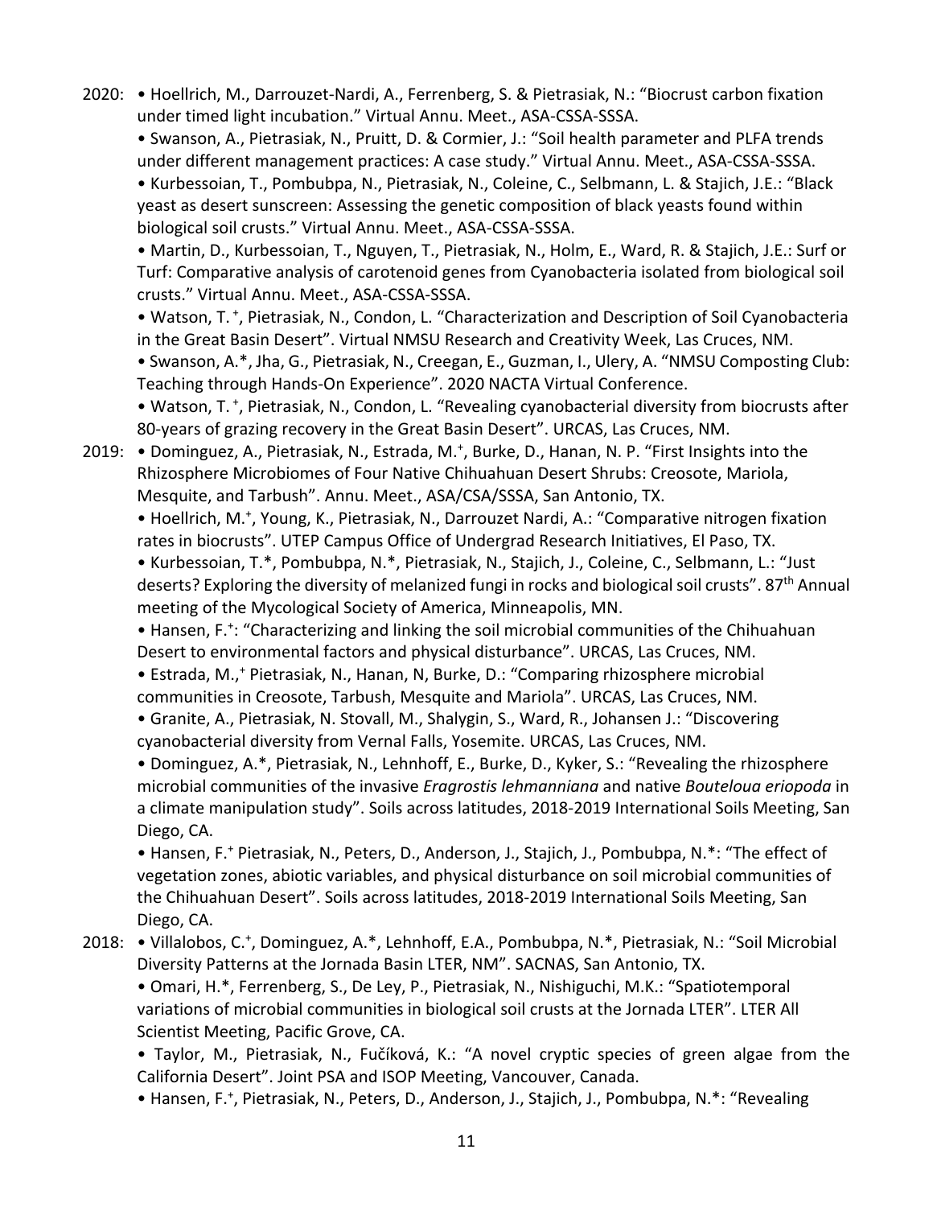2020: • Hoellrich, M., Darrouzet-Nardi, A., Ferrenberg, S. & Pietrasiak, N.: "Biocrust carbon fixation under timed light incubation." Virtual Annu. Meet., ASA-CSSA-SSSA.

• Swanson, A., Pietrasiak, N., Pruitt, D. & Cormier, J.: "Soil health parameter and PLFA trends under different management practices: A case study." Virtual Annu. Meet., ASA-CSSA-SSSA.

• Kurbessoian, T., Pombubpa, N., Pietrasiak, N., Coleine, C., Selbmann, L. & Stajich, J.E.: "Black yeast as desert sunscreen: Assessing the genetic composition of black yeasts found within biological soil crusts." Virtual Annu. Meet., ASA-CSSA-SSSA.

• Martin, D., Kurbessoian, T., Nguyen, T., Pietrasiak, N., Holm, E., Ward, R. & Stajich, J.E.: Surf or Turf: Comparative analysis of carotenoid genes from Cyanobacteria isolated from biological soil crusts." Virtual Annu. Meet., ASA-CSSA-SSSA.

• Watson, T.[+], Pietrasiak, N., Condon, L. "Characterization and Description of Soil Cyanobacteria in the Great Basin Desert". Virtual NMSU Research and Creativity Week, Las Cruces, NM.

• Swanson, A.*, Jha, G., Pietrasiak, N., Creegan, E., Guzman, I., Ulery, A. "NMSU Composting Club: Teaching through Hands-On Experience". 2020 NACTA Virtual Conference.

• Watson, T.[+], Pietrasiak, N., Condon, L. "Revealing cyanobacterial diversity from biocrusts after 80-years of grazing recovery in the Great Basin Desert". URCAS, Las Cruces, NM.

2019: • Dominguez, A., Pietrasiak, N., Estrada, M.[+], Burke, D., Hanan, N. P. "First Insights into the Rhizosphere Microbiomes of Four Native Chihuahuan Desert Shrubs: Creosote, Mariola, Mesquite, and Tarbush". Annu. Meet., ASA/CSA/SSSA, San Antonio, TX.

• Hoellrich, M.[+], Young, K., Pietrasiak, N., Darrouzet Nardi, A.: "Comparative nitrogen fixation rates in biocrusts". UTEP Campus Office of Undergrad Research Initiatives, El Paso, TX.

• Kurbessoian, T.*, Pombubpa, N.*, Pietrasiak, N., Stajich, J., Coleine, C., Selbmann, L.: "Just deserts? Exploring the diversity of melanized fungi in rocks and biological soil crusts". 87th Annual meeting of the Mycological Society of America, Minneapolis, MN.

• Hansen, F.[+]: "Characterizing and linking the soil microbial communities of the Chihuahuan Desert to environmental factors and physical disturbance". URCAS, Las Cruces, NM.

• Estrada, M.,[+] Pietrasiak, N., Hanan, N, Burke, D.: "Comparing rhizosphere microbial communities in Creosote, Tarbush, Mesquite and Mariola". URCAS, Las Cruces, NM.

• Granite, A., Pietrasiak, N. Stovall, M., Shalygin, S., Ward, R., Johansen J.: "Discovering cyanobacterial diversity from Vernal Falls, Yosemite. URCAS, Las Cruces, NM.

• Dominguez, A.*, Pietrasiak, N., Lehnhoff, E., Burke, D., Kyker, S.: "Revealing the rhizosphere microbial communities of the invasive *Eragrostis lehmanniana* and native *Bouteloua eriopoda* in a climate manipulation study". Soils across latitudes, 2018-2019 International Soils Meeting, San Diego, CA.

• Hansen, F.[+] Pietrasiak, N., Peters, D., Anderson, J., Stajich, J., Pombubpa, N.*: "The effect of vegetation zones, abiotic variables, and physical disturbance on soil microbial communities of the Chihuahuan Desert". Soils across latitudes, 2018-2019 International Soils Meeting, San Diego, CA.

2018: • Villalobos, C.[+], Dominguez, A.*, Lehnhoff, E.A., Pombubpa, N.*, Pietrasiak, N.: "Soil Microbial Diversity Patterns at the Jornada Basin LTER, NM". SACNAS, San Antonio, TX.

• Omari, H.*, Ferrenberg, S., De Ley, P., Pietrasiak, N., Nishiguchi, M.K.: "Spatiotemporal variations of microbial communities in biological soil crusts at the Jornada LTER". LTER All Scientist Meeting, Pacific Grove, CA.

• Taylor, M., Pietrasiak, N., Fučíková, K.: "A novel cryptic species of green algae from the California Desert". Joint PSA and ISOP Meeting, Vancouver, Canada.

• Hansen, F.[+], Pietrasiak, N., Peters, D., Anderson, J., Stajich, J., Pombubpa, N.*: "Revealing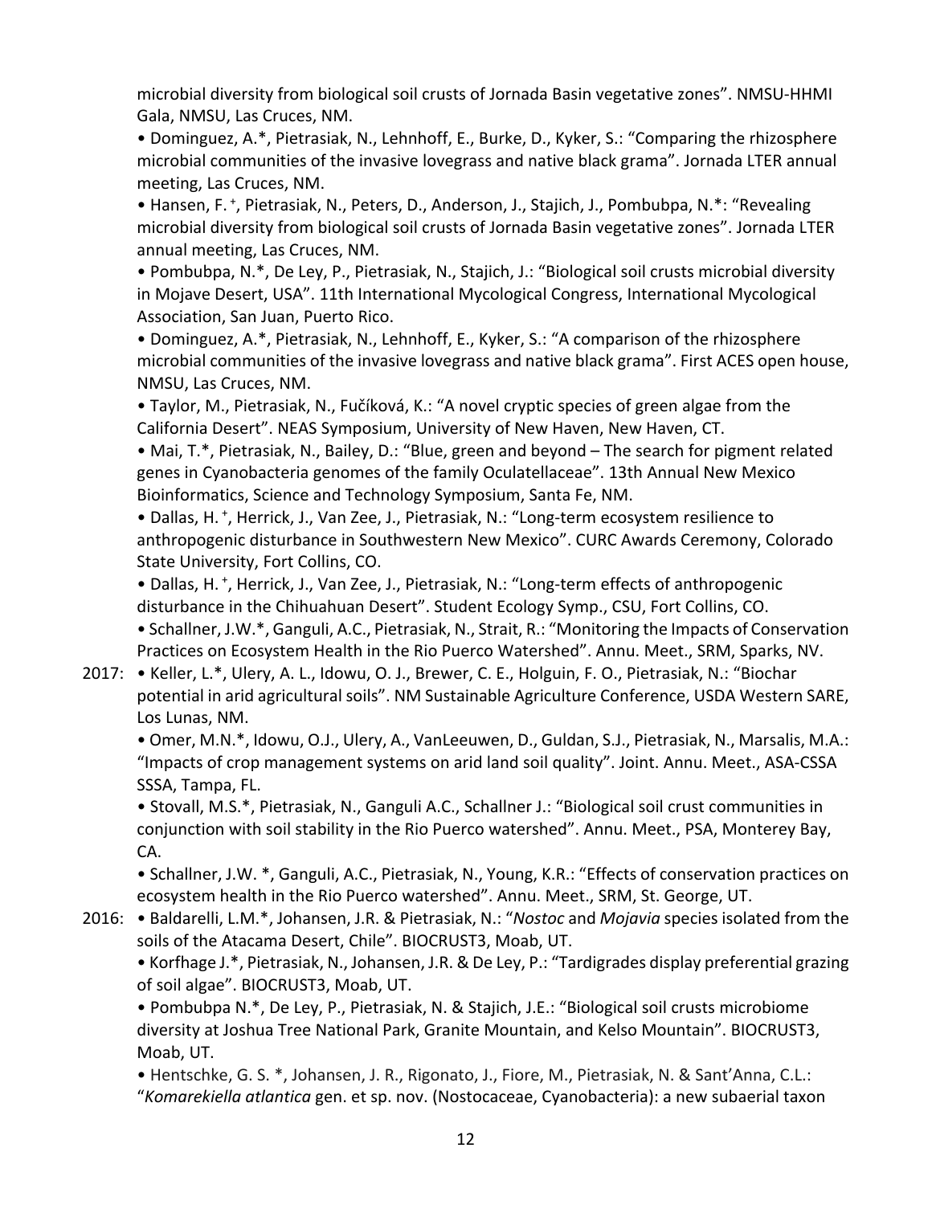microbial diversity from biological soil crusts of Jornada Basin vegetative zones". NMSU-HHMI Gala, NMSU, Las Cruces, NM.

- Dominguez, A.*, Pietrasiak, N., Lehnhoff, E., Burke, D., Kyker, S.: "Comparing the rhizosphere microbial communities of the invasive lovegrass and native black grama". Jornada LTER annual meeting, Las Cruces, NM.
- Hansen, F. +, Pietrasiak, N., Peters, D., Anderson, J., Stajich, J., Pombubpa, N.*: "Revealing microbial diversity from biological soil crusts of Jornada Basin vegetative zones". Jornada LTER annual meeting, Las Cruces, NM.
- Pombubpa, N.*, De Ley, P., Pietrasiak, N., Stajich, J.: "Biological soil crusts microbial diversity in Mojave Desert, USA". 11th International Mycological Congress, International Mycological Association, San Juan, Puerto Rico.
- Dominguez, A.*, Pietrasiak, N., Lehnhoff, E., Kyker, S.: "A comparison of the rhizosphere microbial communities of the invasive lovegrass and native black grama". First ACES open house, NMSU, Las Cruces, NM.
- Taylor, M., Pietrasiak, N., Fučíková, K.: "A novel cryptic species of green algae from the California Desert". NEAS Symposium, University of New Haven, New Haven, CT.
- Mai, T.*, Pietrasiak, N., Bailey, D.: "Blue, green and beyond – The search for pigment related genes in Cyanobacteria genomes of the family Oculatellaceae". 13th Annual New Mexico Bioinformatics, Science and Technology Symposium, Santa Fe, NM.
- Dallas, H. +, Herrick, J., Van Zee, J., Pietrasiak, N.: "Long-term ecosystem resilience to anthropogenic disturbance in Southwestern New Mexico". CURC Awards Ceremony, Colorado State University, Fort Collins, CO.
- Dallas, H. +, Herrick, J., Van Zee, J., Pietrasiak, N.: "Long-term effects of anthropogenic disturbance in the Chihuahuan Desert". Student Ecology Symp., CSU, Fort Collins, CO.
- Schallner, J.W.*, Ganguli, A.C., Pietrasiak, N., Strait, R.: "Monitoring the Impacts of Conservation Practices on Ecosystem Health in the Rio Puerco Watershed". Annu. Meet., SRM, Sparks, NV.

2017:

- Keller, L.*, Ulery, A. L., Idowu, O. J., Brewer, C. E., Holguin, F. O., Pietrasiak, N.: "Biochar potential in arid agricultural soils". NM Sustainable Agriculture Conference, USDA Western SARE, Los Lunas, NM.
- Omer, M.N.*, Idowu, O.J., Ulery, A., VanLeeuwen, D., Guldan, S.J., Pietrasiak, N., Marsalis, M.A.: "Impacts of crop management systems on arid land soil quality". Joint. Annu. Meet., ASA-CSSA SSSA, Tampa, FL.
- Stovall, M.S.*, Pietrasiak, N., Ganguli A.C., Schallner J.: "Biological soil crust communities in conjunction with soil stability in the Rio Puerco watershed". Annu. Meet., PSA, Monterey Bay, CA.
- Schallner, J.W. *, Ganguli, A.C., Pietrasiak, N., Young, K.R.: "Effects of conservation practices on ecosystem health in the Rio Puerco watershed". Annu. Meet., SRM, St. George, UT.

2016:

- Baldarelli, L.M.*, Johansen, J.R. & Pietrasiak, N.: "*Nostoc* and *Mojavia* species isolated from the soils of the Atacama Desert, Chile". BIOCRUST3, Moab, UT.
- Korfhage J.*, Pietrasiak, N., Johansen, J.R. & De Ley, P.: "Tardigrades display preferential grazing of soil algae". BIOCRUST3, Moab, UT.
- Pombubpa N.*, De Ley, P., Pietrasiak, N. & Stajich, J.E.: "Biological soil crusts microbiome diversity at Joshua Tree National Park, Granite Mountain, and Kelso Mountain". BIOCRUST3, Moab, UT.
- Hentschke, G. S. *, Johansen, J. R., Rigonato, J., Fiore, M., Pietrasiak, N. & Sant'Anna, C.L.: "*Komarekiella atlantica* gen. et sp. nov. (Nostocaceae, Cyanobacteria): a new subaerial taxon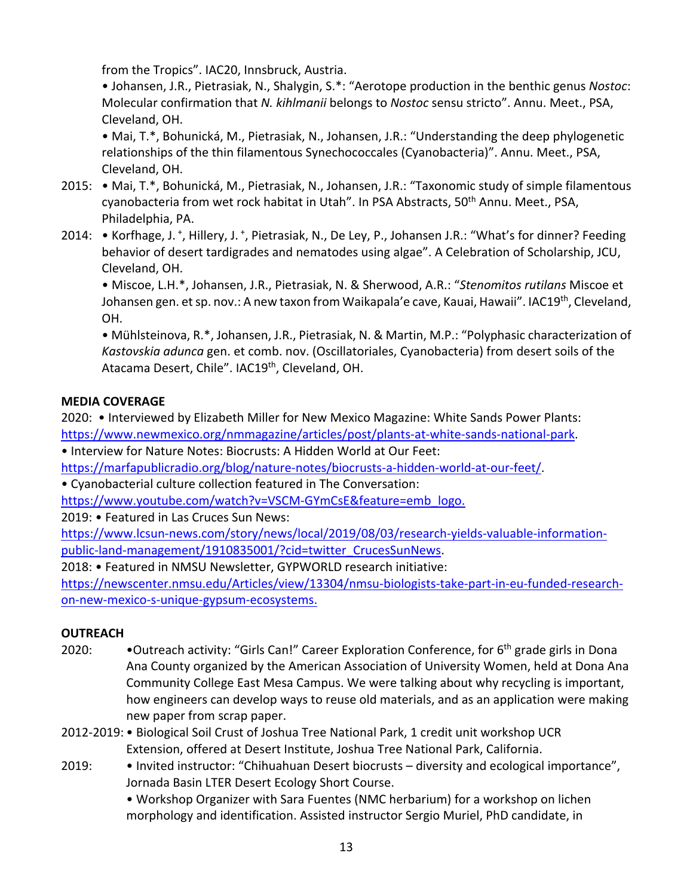from the Tropics". IAC20, Innsbruck, Austria.

• Johansen, J.R., Pietrasiak, N., Shalygin, S.*: "Aerotope production in the benthic genus *Nostoc*: Molecular confirmation that *N. kihlmanii* belongs to *Nostoc* sensu stricto". Annu. Meet., PSA, Cleveland, OH.

• Mai, T.*, Bohunická, M., Pietrasiak, N., Johansen, J.R.: "Understanding the deep phylogenetic relationships of the thin filamentous Synechococcales (Cyanobacteria)". Annu. Meet., PSA, Cleveland, OH.

2015: • Mai, T.*, Bohunická, M., Pietrasiak, N., Johansen, J.R.: "Taxonomic study of simple filamentous cyanobacteria from wet rock habitat in Utah". In PSA Abstracts, 50th Annu. Meet., PSA, Philadelphia, PA.

2014: • Korfhage, J. +, Hillery, J. +, Pietrasiak, N., De Ley, P., Johansen J.R.: "What's for dinner? Feeding behavior of desert tardigrades and nematodes using algae". A Celebration of Scholarship, JCU, Cleveland, OH.

• Miscoe, L.H.*, Johansen, J.R., Pietrasiak, N. & Sherwood, A.R.: "*Stenomitos rutilans* Miscoe et Johansen gen. et sp. nov.: A new taxon from Waikapala'e cave, Kauai, Hawaii". IAC19th, Cleveland, OH.

• Mühlsteinova, R.*, Johansen, J.R., Pietrasiak, N. & Martin, M.P.: "Polyphasic characterization of *Kastovskia adunca* gen. et comb. nov. (Oscillatoriales, Cyanobacteria) from desert soils of the Atacama Desert, Chile". IAC19th, Cleveland, OH.

**MEDIA COVERAGE**

2020: • Interviewed by Elizabeth Miller for New Mexico Magazine: White Sands Power Plants: https://www.newmexico.org/nmmagazine/articles/post/plants-at-white-sands-national-park.

• Interview for Nature Notes: Biocrusts: A Hidden World at Our Feet: https://marfapublicradio.org/blog/nature-notes/biocrusts-a-hidden-world-at-our-feet/.

• Cyanobacterial culture collection featured in The Conversation: https://www.youtube.com/watch?v=VSCM-GYmCsE&feature=emb_logo.

2019: • Featured in Las Cruces Sun News: https://www.lcsun-news.com/story/news/local/2019/08/03/research-yields-valuable-information-public-land-management/1910835001/?cid=twitter_CrucesSunNews.

2018: • Featured in NMSU Newsletter, GYPWORLD research initiative: https://newscenter.nmsu.edu/Articles/view/13304/nmsu-biologists-take-part-in-eu-funded-research-on-new-mexico-s-unique-gypsum-ecosystems.

**OUTREACH**

2020: •Outreach activity: "Girls Can!" Career Exploration Conference, for 6th grade girls in Dona Ana County organized by the American Association of University Women, held at Dona Ana Community College East Mesa Campus. We were talking about why recycling is important, how engineers can develop ways to reuse old materials, and as an application were making new paper from scrap paper.

2012-2019: • Biological Soil Crust of Joshua Tree National Park, 1 credit unit workshop UCR Extension, offered at Desert Institute, Joshua Tree National Park, California.

2019: • Invited instructor: "Chihuahuan Desert biocrusts – diversity and ecological importance", Jornada Basin LTER Desert Ecology Short Course.

• Workshop Organizer with Sara Fuentes (NMC herbarium) for a workshop on lichen morphology and identification. Assisted instructor Sergio Muriel, PhD candidate, in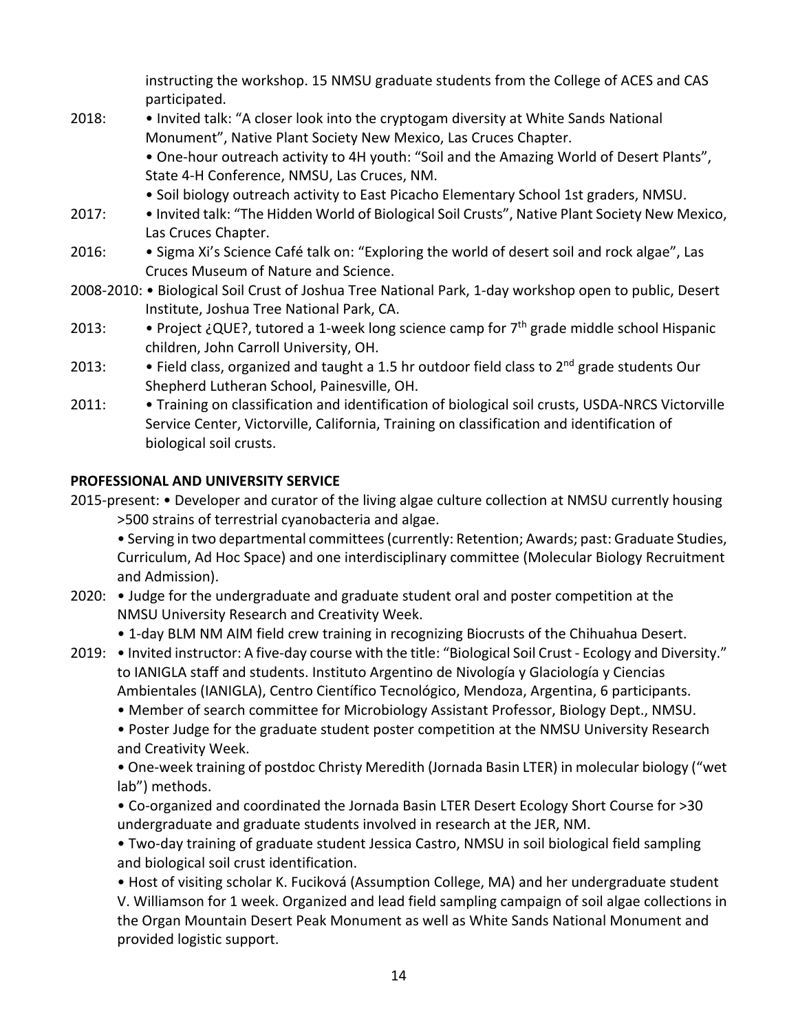instructing the workshop. 15 NMSU graduate students from the College of ACES and CAS participated.

2018: • Invited talk: "A closer look into the cryptogam diversity at White Sands National Monument", Native Plant Society New Mexico, Las Cruces Chapter.
• One-hour outreach activity to 4H youth: "Soil and the Amazing World of Desert Plants", State 4-H Conference, NMSU, Las Cruces, NM.
• Soil biology outreach activity to East Picacho Elementary School 1st graders, NMSU.

2017: • Invited talk: "The Hidden World of Biological Soil Crusts", Native Plant Society New Mexico, Las Cruces Chapter.

2016: • Sigma Xi's Science Café talk on: "Exploring the world of desert soil and rock algae", Las Cruces Museum of Nature and Science.

2008-2010: • Biological Soil Crust of Joshua Tree National Park, 1-day workshop open to public, Desert Institute, Joshua Tree National Park, CA.

2013: • Project ¿QUE?, tutored a 1-week long science camp for 7th grade middle school Hispanic children, John Carroll University, OH.

2013: • Field class, organized and taught a 1.5 hr outdoor field class to 2nd grade students Our Shepherd Lutheran School, Painesville, OH.

2011: • Training on classification and identification of biological soil crusts, USDA-NRCS Victorville Service Center, Victorville, California, Training on classification and identification of biological soil crusts.

**PROFESSIONAL AND UNIVERSITY SERVICE**

2015-present: • Developer and curator of the living algae culture collection at NMSU currently housing >500 strains of terrestrial cyanobacteria and algae.
• Serving in two departmental committees (currently: Retention; Awards; past: Graduate Studies, Curriculum, Ad Hoc Space) and one interdisciplinary committee (Molecular Biology Recruitment and Admission).

2020: • Judge for the undergraduate and graduate student oral and poster competition at the NMSU University Research and Creativity Week.
• 1-day BLM NM AIM field crew training in recognizing Biocrusts of the Chihuahua Desert.

2019: • Invited instructor: A five-day course with the title: "Biological Soil Crust - Ecology and Diversity." to IANIGLA staff and students. Instituto Argentino de Nivología y Glaciología y Ciencias Ambientales (IANIGLA), Centro Científico Tecnológico, Mendoza, Argentina, 6 participants.
• Member of search committee for Microbiology Assistant Professor, Biology Dept., NMSU.
• Poster Judge for the graduate student poster competition at the NMSU University Research and Creativity Week.
• One-week training of postdoc Christy Meredith (Jornada Basin LTER) in molecular biology ("wet lab") methods.
• Co-organized and coordinated the Jornada Basin LTER Desert Ecology Short Course for >30 undergraduate and graduate students involved in research at the JER, NM.
• Two-day training of graduate student Jessica Castro, NMSU in soil biological field sampling and biological soil crust identification.
• Host of visiting scholar K. Fucíková (Assumption College, MA) and her undergraduate student V. Williamson for 1 week. Organized and lead field sampling campaign of soil algae collections in the Organ Mountain Desert Peak Monument as well as White Sands National Monument and provided logistic support.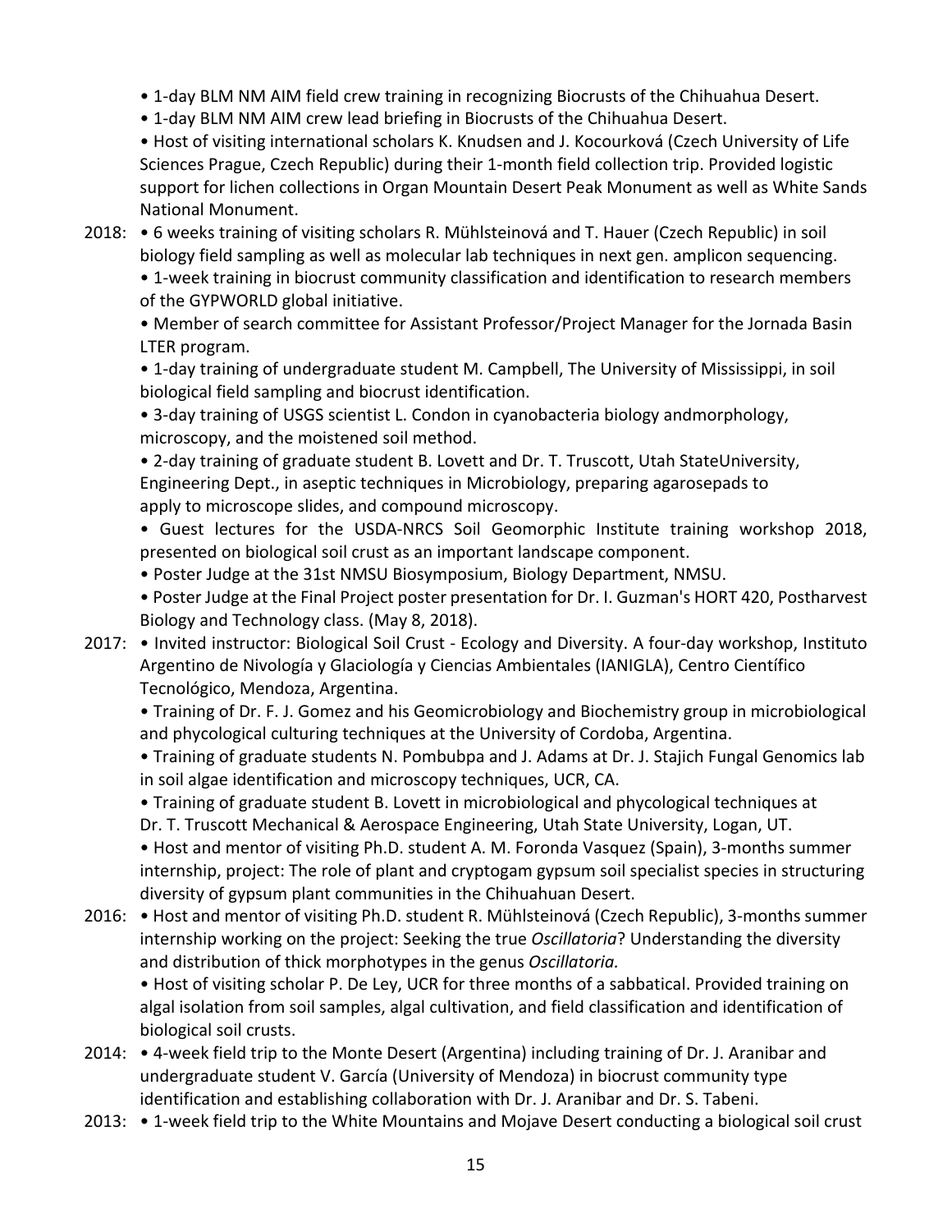- 1-day BLM NM AIM field crew training in recognizing Biocrusts of the Chihuahua Desert.
- 1-day BLM NM AIM crew lead briefing in Biocrusts of the Chihuahua Desert.
- Host of visiting international scholars K. Knudsen and J. Kocourková (Czech University of Life Sciences Prague, Czech Republic) during their 1-month field collection trip. Provided logistic support for lichen collections in Organ Mountain Desert Peak Monument as well as White Sands National Monument.

2018:
- 6 weeks training of visiting scholars R. Mühlsteinová and T. Hauer (Czech Republic) in soil biology field sampling as well as molecular lab techniques in next gen. amplicon sequencing.
- 1-week training in biocrust community classification and identification to research members of the GYPWORLD global initiative.
- Member of search committee for Assistant Professor/Project Manager for the Jornada Basin LTER program.
- 1-day training of undergraduate student M. Campbell, The University of Mississippi, in soil biological field sampling and biocrust identification.
- 3-day training of USGS scientist L. Condon in cyanobacteria biology andmorphology, microscopy, and the moistened soil method.
- 2-day training of graduate student B. Lovett and Dr. T. Truscott, Utah StateUniversity, Engineering Dept., in aseptic techniques in Microbiology, preparing agarosepads to apply to microscope slides, and compound microscopy.
- Guest lectures for the USDA-NRCS Soil Geomorphic Institute training workshop 2018, presented on biological soil crust as an important landscape component.
- Poster Judge at the 31st NMSU Biosymposium, Biology Department, NMSU.
- Poster Judge at the Final Project poster presentation for Dr. I. Guzman's HORT 420, Postharvest Biology and Technology class. (May 8, 2018).

2017:
- Invited instructor: Biological Soil Crust - Ecology and Diversity. A four-day workshop, Instituto Argentino de Nivología y Glaciología y Ciencias Ambientales (IANIGLA), Centro Científico Tecnológico, Mendoza, Argentina.
- Training of Dr. F. J. Gomez and his Geomicrobiology and Biochemistry group in microbiological and phycological culturing techniques at the University of Cordoba, Argentina.
- Training of graduate students N. Pombubpa and J. Adams at Dr. J. Stajich Fungal Genomics lab in soil algae identification and microscopy techniques, UCR, CA.
- Training of graduate student B. Lovett in microbiological and phycological techniques at Dr. T. Truscott Mechanical & Aerospace Engineering, Utah State University, Logan, UT.
- Host and mentor of visiting Ph.D. student A. M. Foronda Vasquez (Spain), 3-months summer internship, project: The role of plant and cryptogam gypsum soil specialist species in structuring diversity of gypsum plant communities in the Chihuahuan Desert.

2016:
- Host and mentor of visiting Ph.D. student R. Mühlsteinová (Czech Republic), 3-months summer internship working on the project: Seeking the true *Oscillatoria*? Understanding the diversity and distribution of thick morphotypes in the genus *Oscillatoria.*
- Host of visiting scholar P. De Ley, UCR for three months of a sabbatical. Provided training on algal isolation from soil samples, algal cultivation, and field classification and identification of biological soil crusts.

2014:
- 4-week field trip to the Monte Desert (Argentina) including training of Dr. J. Aranibar and undergraduate student V. García (University of Mendoza) in biocrust community type identification and establishing collaboration with Dr. J. Aranibar and Dr. S. Tabeni.

2013:
- 1-week field trip to the White Mountains and Mojave Desert conducting a biological soil crust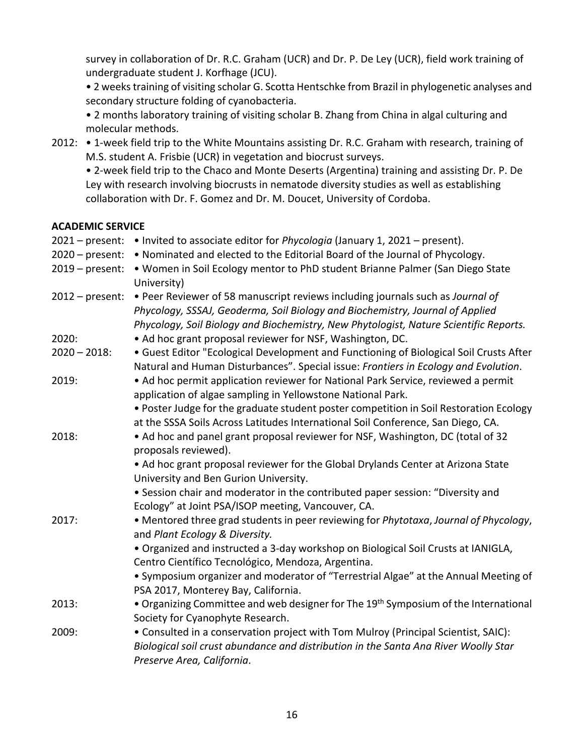survey in collaboration of Dr. R.C. Graham (UCR) and Dr. P. De Ley (UCR), field work training of undergraduate student J. Korfhage (JCU).

• 2 weeks training of visiting scholar G. Scotta Hentschke from Brazil in phylogenetic analyses and secondary structure folding of cyanobacteria.

• 2 months laboratory training of visiting scholar B. Zhang from China in algal culturing and molecular methods.

2012: • 1-week field trip to the White Mountains assisting Dr. R.C. Graham with research, training of M.S. student A. Frisbie (UCR) in vegetation and biocrust surveys.

• 2-week field trip to the Chaco and Monte Deserts (Argentina) training and assisting Dr. P. De Ley with research involving biocrusts in nematode diversity studies as well as establishing collaboration with Dr. F. Gomez and Dr. M. Doucet, University of Cordoba.

**ACADEMIC SERVICE**

2021 – present: • Invited to associate editor for *Phycologia* (January 1, 2021 – present).

2020 – present: • Nominated and elected to the Editorial Board of the Journal of Phycology.

2019 – present: • Women in Soil Ecology mentor to PhD student Brianne Palmer (San Diego State University)

2012 – present: • Peer Reviewer of 58 manuscript reviews including journals such as *Journal of Phycology, SSSAJ, Geoderma, Soil Biology and Biochemistry, Journal of Applied Phycology, Soil Biology and Biochemistry, New Phytologist, Nature Scientific Reports.*

2020: • Ad hoc grant proposal reviewer for NSF, Washington, DC.

2020 – 2018: • Guest Editor "Ecological Development and Functioning of Biological Soil Crusts After Natural and Human Disturbances". Special issue: *Frontiers in Ecology and Evolution*.

2019: • Ad hoc permit application reviewer for National Park Service, reviewed a permit application of algae sampling in Yellowstone National Park.

• Poster Judge for the graduate student poster competition in Soil Restoration Ecology at the SSSA Soils Across Latitudes International Soil Conference, San Diego, CA.

2018: • Ad hoc and panel grant proposal reviewer for NSF, Washington, DC (total of 32 proposals reviewed).

• Ad hoc grant proposal reviewer for the Global Drylands Center at Arizona State University and Ben Gurion University.

• Session chair and moderator in the contributed paper session: "Diversity and Ecology" at Joint PSA/ISOP meeting, Vancouver, CA.

2017: • Mentored three grad students in peer reviewing for *Phytotaxa*, *Journal of Phycology*, and *Plant Ecology & Diversity.*

• Organized and instructed a 3-day workshop on Biological Soil Crusts at IANIGLA, Centro Científico Tecnológico, Mendoza, Argentina.

• Symposium organizer and moderator of "Terrestrial Algae" at the Annual Meeting of PSA 2017, Monterey Bay, California.

2013: • Organizing Committee and web designer for The 19th Symposium of the International Society for Cyanophyte Research.

2009: • Consulted in a conservation project with Tom Mulroy (Principal Scientist, SAIC): *Biological soil crust abundance and distribution in the Santa Ana River Woolly Star Preserve Area, California*.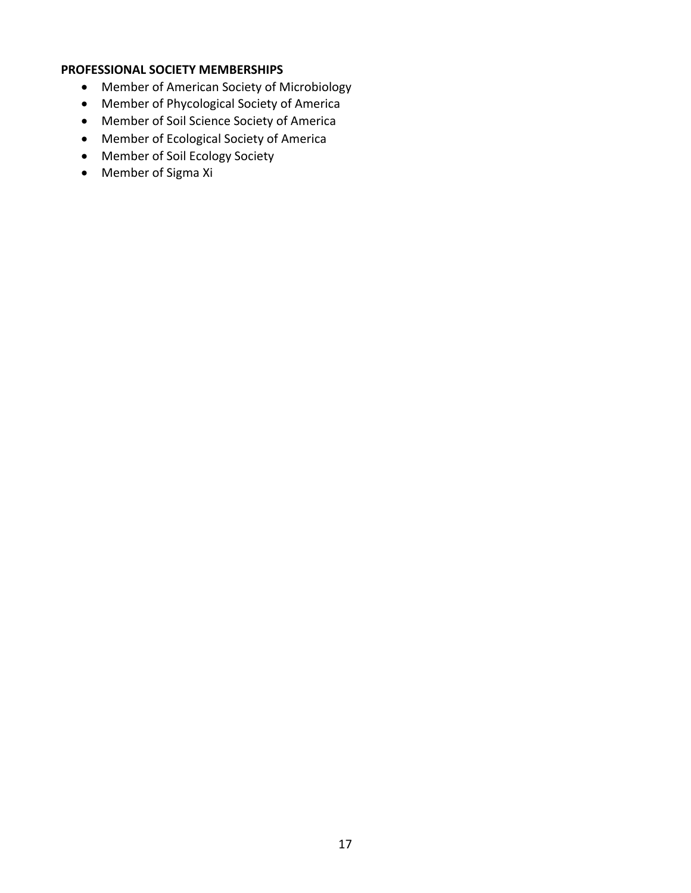**PROFESSIONAL SOCIETY MEMBERSHIPS**

- Member of American Society of Microbiology
- Member of Phycological Society of America
- Member of Soil Science Society of America
- Member of Ecological Society of America
- Member of Soil Ecology Society
- Member of Sigma Xi